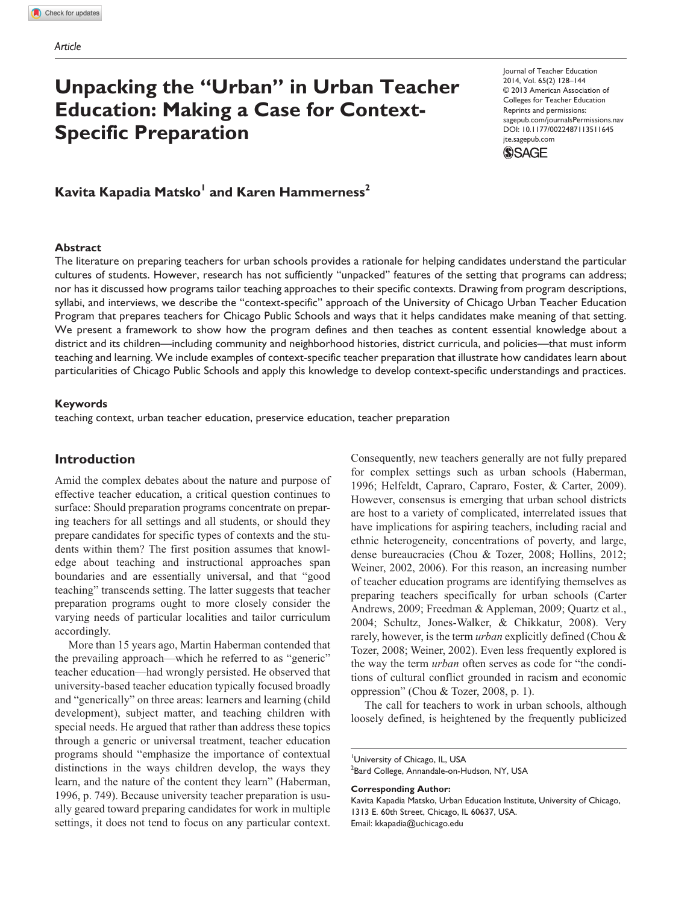Article

# Unpacking the "Urban" in Urban Teacher Education: Making a Case for Context-Specific Preparation

Journal of Teacher Education
2014, Vol. 65(2) 128–144
© 2013 American Association of Colleges for Teacher Education
Reprints and permissions: sagepub.com/journalsPermissions.nav
DOI: 10.1177/0022487113511645
jte.sagepub.com

**Kavita Kapadia Matsko[1] and Karen Hammerness[2]**

## Abstract

The literature on preparing teachers for urban schools provides a rationale for helping candidates understand the particular cultures of students. However, research has not sufficiently "unpacked" features of the setting that programs can address; nor has it discussed how programs tailor teaching approaches to their specific contexts. Drawing from program descriptions, syllabi, and interviews, we describe the "context-specific" approach of the University of Chicago Urban Teacher Education Program that prepares teachers for Chicago Public Schools and ways that it helps candidates make meaning of that setting. We present a framework to show how the program defines and then teaches as content essential knowledge about a district and its children—including community and neighborhood histories, district curricula, and policies—that must inform teaching and learning. We include examples of context-specific teacher preparation that illustrate how candidates learn about particularities of Chicago Public Schools and apply this knowledge to develop context-specific understandings and practices.

## Keywords

teaching context, urban teacher education, preservice education, teacher preparation

## Introduction

Amid the complex debates about the nature and purpose of effective teacher education, a critical question continues to surface: Should preparation programs concentrate on preparing teachers for all settings and all students, or should they prepare candidates for specific types of contexts and the students within them? The first position assumes that knowledge about teaching and instructional approaches span boundaries and are essentially universal, and that "good teaching" transcends setting. The latter suggests that teacher preparation programs ought to more closely consider the varying needs of particular localities and tailor curriculum accordingly.

More than 15 years ago, Martin Haberman contended that the prevailing approach—which he referred to as "generic" teacher education—had wrongly persisted. He observed that university-based teacher education typically focused broadly and "generically" on three areas: learners and learning (child development), subject matter, and teaching children with special needs. He argued that rather than address these topics through a generic or universal treatment, teacher education programs should "emphasize the importance of contextual distinctions in the ways children develop, the ways they learn, and the nature of the content they learn" (Haberman, 1996, p. 749). Because university teacher preparation is usually geared toward preparing candidates for work in multiple settings, it does not tend to focus on any particular context. Consequently, new teachers generally are not fully prepared for complex settings such as urban schools (Haberman, 1996; Helfeldt, Capraro, Capraro, Foster, & Carter, 2009). However, consensus is emerging that urban school districts are host to a variety of complicated, interrelated issues that have implications for aspiring teachers, including racial and ethnic heterogeneity, concentrations of poverty, and large, dense bureaucracies (Chou & Tozer, 2008; Hollins, 2012; Weiner, 2002, 2006). For this reason, an increasing number of teacher education programs are identifying themselves as preparing teachers specifically for urban schools (Carter Andrews, 2009; Freedman & Appleman, 2009; Quartz et al., 2004; Schultz, Jones-Walker, & Chikkatur, 2008). Very rarely, however, is the term *urban* explicitly defined (Chou & Tozer, 2008; Weiner, 2002). Even less frequently explored is the way the term *urban* often serves as code for "the conditions of cultural conflict grounded in racism and economic oppression" (Chou & Tozer, 2008, p. 1).

The call for teachers to work in urban schools, although loosely defined, is heightened by the frequently publicized

[1]University of Chicago, IL, USA
[2]Bard College, Annandale-on-Hudson, NY, USA

**Corresponding Author:**
Kavita Kapadia Matsko, Urban Education Institute, University of Chicago, 1313 E. 60th Street, Chicago, IL 60637, USA.
Email: kkapadia@uchicago.edu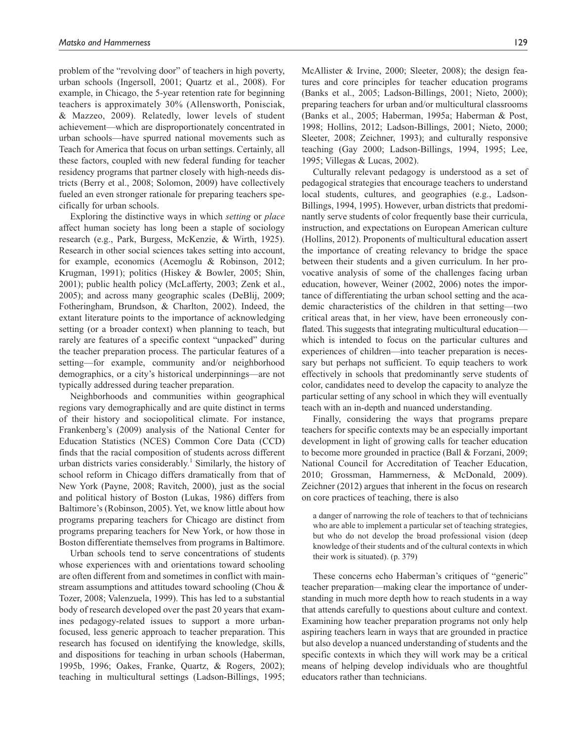problem of the "revolving door" of teachers in high poverty, urban schools (Ingersoll, 2001; Quartz et al., 2008). For example, in Chicago, the 5-year retention rate for beginning teachers is approximately 30% (Allensworth, Ponisciak, & Mazzeo, 2009). Relatedly, lower levels of student achievement—which are disproportionately concentrated in urban schools—have spurred national movements such as Teach for America that focus on urban settings. Certainly, all these factors, coupled with new federal funding for teacher residency programs that partner closely with high-needs districts (Berry et al., 2008; Solomon, 2009) have collectively fueled an even stronger rationale for preparing teachers specifically for urban schools.

Exploring the distinctive ways in which *setting* or *place* affect human society has long been a staple of sociology research (e.g., Park, Burgess, McKenzie, & Wirth, 1925). Research in other social sciences takes setting into account, for example, economics (Acemoglu & Robinson, 2012; Krugman, 1991); politics (Hiskey & Bowler, 2005; Shin, 2001); public health policy (McLafferty, 2003; Zenk et al., 2005); and across many geographic scales (DeBlij, 2009; Fotheringham, Brundson, & Charlton, 2002). Indeed, the extant literature points to the importance of acknowledging setting (or a broader context) when planning to teach, but rarely are features of a specific context "unpacked" during the teacher preparation process. The particular features of a setting—for example, community and/or neighborhood demographics, or a city's historical underpinnings—are not typically addressed during teacher preparation.

Neighborhoods and communities within geographical regions vary demographically and are quite distinct in terms of their history and sociopolitical climate. For instance, Frankenberg's (2009) analysis of the National Center for Education Statistics (NCES) Common Core Data (CCD) finds that the racial composition of students across different urban districts varies considerably.[1] Similarly, the history of school reform in Chicago differs dramatically from that of New York (Payne, 2008; Ravitch, 2000), just as the social and political history of Boston (Lukas, 1986) differs from Baltimore's (Robinson, 2005). Yet, we know little about how programs preparing teachers for Chicago are distinct from programs preparing teachers for New York, or how those in Boston differentiate themselves from programs in Baltimore.

Urban schools tend to serve concentrations of students whose experiences with and orientations toward schooling are often different from and sometimes in conflict with mainstream assumptions and attitudes toward schooling (Chou & Tozer, 2008; Valenzuela, 1999). This has led to a substantial body of research developed over the past 20 years that examines pedagogy-related issues to support a more urban-focused, less generic approach to teacher preparation. This research has focused on identifying the knowledge, skills, and dispositions for teaching in urban schools (Haberman, 1995b, 1996; Oakes, Franke, Quartz, & Rogers, 2002); teaching in multicultural settings (Ladson-Billings, 1995; McAllister & Irvine, 2000; Sleeter, 2008); the design features and core principles for teacher education programs (Banks et al., 2005; Ladson-Billings, 2001; Nieto, 2000); preparing teachers for urban and/or multicultural classrooms (Banks et al., 2005; Haberman, 1995a; Haberman & Post, 1998; Hollins, 2012; Ladson-Billings, 2001; Nieto, 2000; Sleeter, 2008; Zeichner, 1993); and culturally responsive teaching (Gay 2000; Ladson-Billings, 1994, 1995; Lee, 1995; Villegas & Lucas, 2002).

Culturally relevant pedagogy is understood as a set of pedagogical strategies that encourage teachers to understand local students, cultures, and geographies (e.g., Ladson-Billings, 1994, 1995). However, urban districts that predominantly serve students of color frequently base their curricula, instruction, and expectations on European American culture (Hollins, 2012). Proponents of multicultural education assert the importance of creating relevancy to bridge the space between their students and a given curriculum. In her provocative analysis of some of the challenges facing urban education, however, Weiner (2002, 2006) notes the importance of differentiating the urban school setting and the academic characteristics of the children in that setting—two critical areas that, in her view, have been erroneously conflated. This suggests that integrating multicultural education—which is intended to focus on the particular cultures and experiences of children—into teacher preparation is necessary but perhaps not sufficient. To equip teachers to work effectively in schools that predominantly serve students of color, candidates need to develop the capacity to analyze the particular setting of any school in which they will eventually teach with an in-depth and nuanced understanding.

Finally, considering the ways that programs prepare teachers for specific contexts may be an especially important development in light of growing calls for teacher education to become more grounded in practice (Ball & Forzani, 2009; National Council for Accreditation of Teacher Education, 2010; Grossman, Hammerness, & McDonald, 2009). Zeichner (2012) argues that inherent in the focus on research on core practices of teaching, there is also

> a danger of narrowing the role of teachers to that of technicians who are able to implement a particular set of teaching strategies, but who do not develop the broad professional vision (deep knowledge of their students and of the cultural contexts in which their work is situated). (p. 379)

These concerns echo Haberman's critiques of "generic" teacher preparation—making clear the importance of understanding in much more depth how to reach students in a way that attends carefully to questions about culture and context. Examining how teacher preparation programs not only help aspiring teachers learn in ways that are grounded in practice but also develop a nuanced understanding of students and the specific contexts in which they will work may be a critical means of helping develop individuals who are thoughtful educators rather than technicians.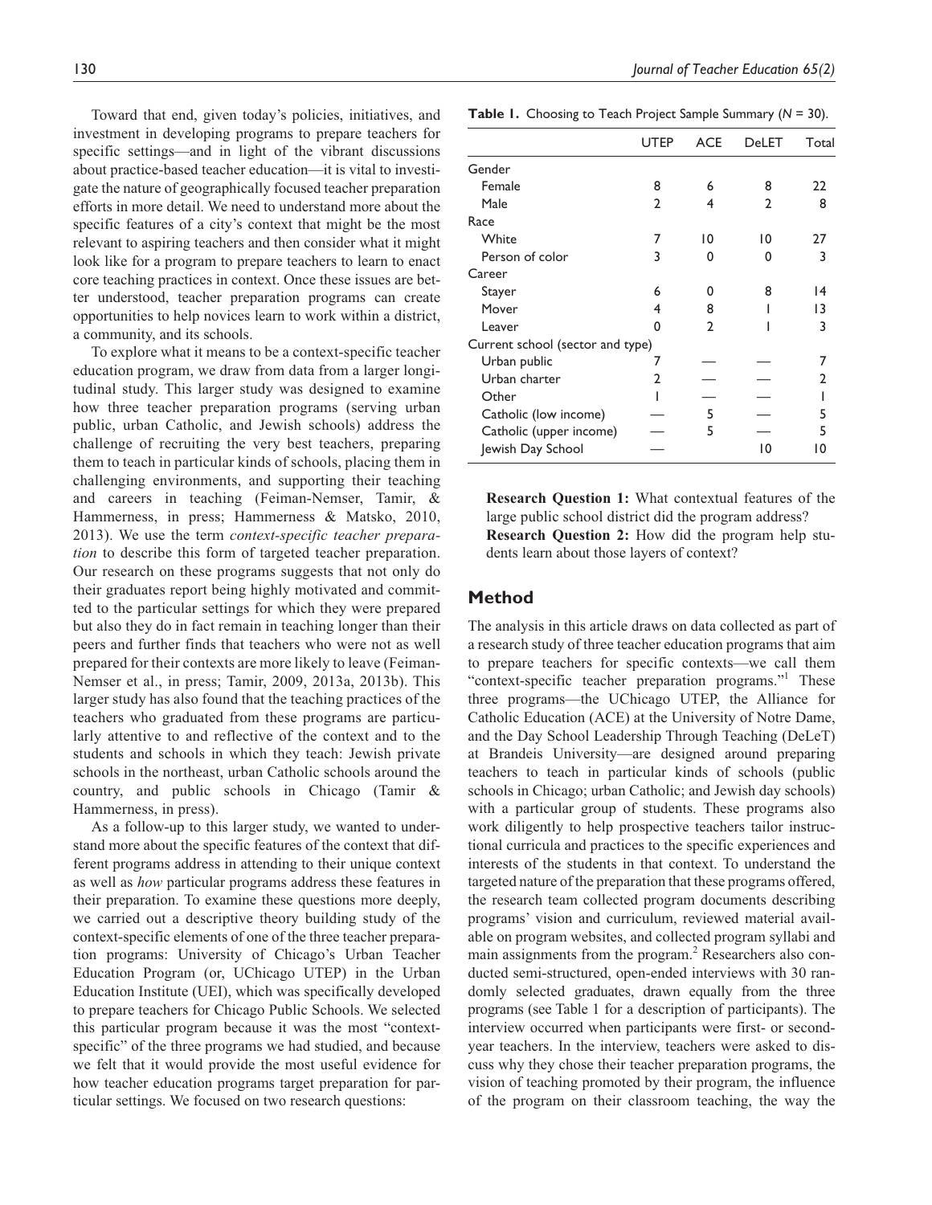Toward that end, given today's policies, initiatives, and investment in developing programs to prepare teachers for specific settings—and in light of the vibrant discussions about practice-based teacher education—it is vital to investigate the nature of geographically focused teacher preparation efforts in more detail. We need to understand more about the specific features of a city's context that might be the most relevant to aspiring teachers and then consider what it might look like for a program to prepare teachers to learn to enact core teaching practices in context. Once these issues are better understood, teacher preparation programs can create opportunities to help novices learn to work within a district, a community, and its schools.

To explore what it means to be a context-specific teacher education program, we draw from data from a larger longitudinal study. This larger study was designed to examine how three teacher preparation programs (serving urban public, urban Catholic, and Jewish schools) address the challenge of recruiting the very best teachers, preparing them to teach in particular kinds of schools, placing them in challenging environments, and supporting their teaching and careers in teaching (Feiman-Nemser, Tamir, & Hammerness, in press; Hammerness & Matsko, 2010, 2013). We use the term *context-specific teacher preparation* to describe this form of targeted teacher preparation. Our research on these programs suggests that not only do their graduates report being highly motivated and committed to the particular settings for which they were prepared but also they do in fact remain in teaching longer than their peers and further finds that teachers who were not as well prepared for their contexts are more likely to leave (Feiman-Nemser et al., in press; Tamir, 2009, 2013a, 2013b). This larger study has also found that the teaching practices of the teachers who graduated from these programs are particularly attentive to and reflective of the context and to the students and schools in which they teach: Jewish private schools in the northeast, urban Catholic schools around the country, and public schools in Chicago (Tamir & Hammerness, in press).

As a follow-up to this larger study, we wanted to understand more about the specific features of the context that different programs address in attending to their unique context as well as *how* particular programs address these features in their preparation. To examine these questions more deeply, we carried out a descriptive theory building study of the context-specific elements of one of the three teacher preparation programs: University of Chicago's Urban Teacher Education Program (or, UChicago UTEP) in the Urban Education Institute (UEI), which was specifically developed to prepare teachers for Chicago Public Schools. We selected this particular program because it was the most "context-specific" of the three programs we had studied, and because we felt that it would provide the most useful evidence for how teacher education programs target preparation for particular settings. We focused on two research questions:

**Table 1.** Choosing to Teach Project Sample Summary ($N$ = 30).

| | UTEP | ACE | DeLET | Total |
|---|---|---|---|---|
| Gender | | | | |
| Female | 8 | 6 | 8 | 22 |
| Male | 2 | 4 | 2 | 8 |
| Race | | | | |
| White | 7 | 10 | 10 | 27 |
| Person of color | 3 | 0 | 0 | 3 |
| Career | | | | |
| Stayer | 6 | 0 | 8 | 14 |
| Mover | 4 | 8 | 1 | 13 |
| Leaver | 0 | 2 | 1 | 3 |
| Current school (sector and type) | | | | |
| Urban public | 7 | — | — | 7 |
| Urban charter | 2 | — | — | 2 |
| Other | 1 | — | — | 1 |
| Catholic (low income) | — | 5 | — | 5 |
| Catholic (upper income) | — | 5 | — | 5 |
| Jewish Day School | — | | 10 | 10 |

**Research Question 1:** What contextual features of the large public school district did the program address?

**Research Question 2:** How did the program help students learn about those layers of context?

## Method

The analysis in this article draws on data collected as part of a research study of three teacher education programs that aim to prepare teachers for specific contexts—we call them "context-specific teacher preparation programs."[1] These three programs—the UChicago UTEP, the Alliance for Catholic Education (ACE) at the University of Notre Dame, and the Day School Leadership Through Teaching (DeLeT) at Brandeis University—are designed around preparing teachers to teach in particular kinds of schools (public schools in Chicago; urban Catholic; and Jewish day schools) with a particular group of students. These programs also work diligently to help prospective teachers tailor instructional curricula and practices to the specific experiences and interests of the students in that context. To understand the targeted nature of the preparation that these programs offered, the research team collected program documents describing programs' vision and curriculum, reviewed material available on program websites, and collected program syllabi and main assignments from the program.[2] Researchers also conducted semi-structured, open-ended interviews with 30 randomly selected graduates, drawn equally from the three programs (see Table 1 for a description of participants). The interview occurred when participants were first- or second-year teachers. In the interview, teachers were asked to discuss why they chose their teacher preparation programs, the vision of teaching promoted by their program, the influence of the program on their classroom teaching, the way the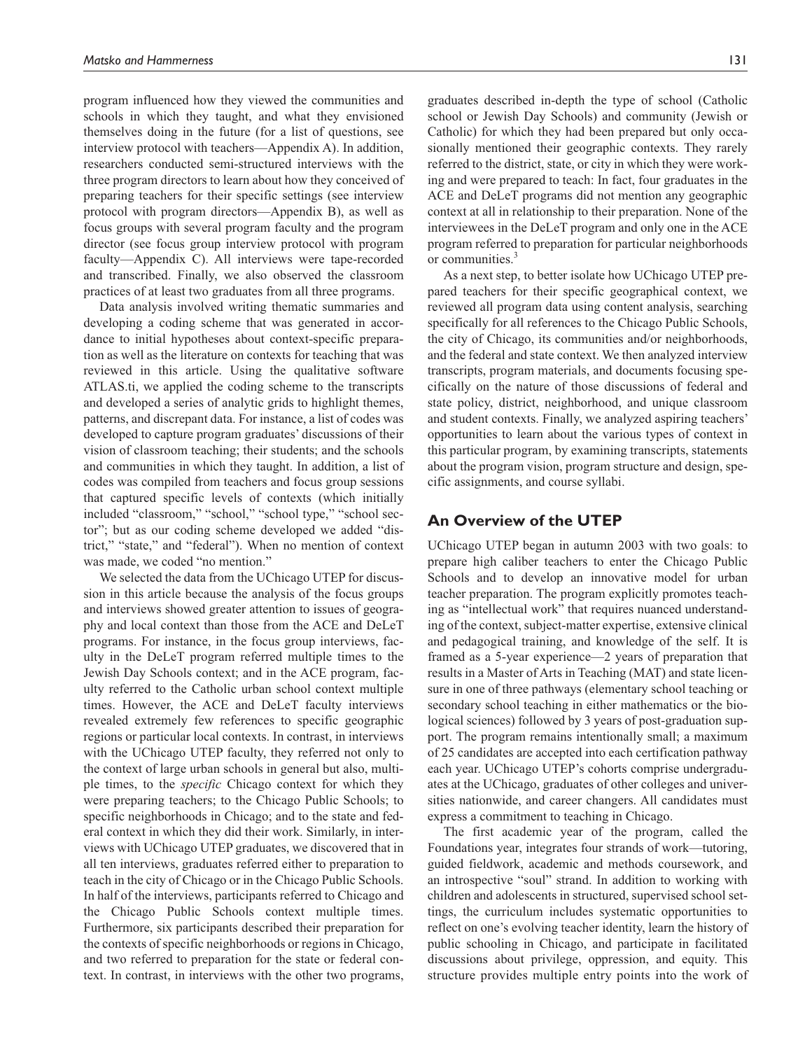program influenced how they viewed the communities and schools in which they taught, and what they envisioned themselves doing in the future (for a list of questions, see interview protocol with teachers—Appendix A). In addition, researchers conducted semi-structured interviews with the three program directors to learn about how they conceived of preparing teachers for their specific settings (see interview protocol with program directors—Appendix B), as well as focus groups with several program faculty and the program director (see focus group interview protocol with program faculty—Appendix C). All interviews were tape-recorded and transcribed. Finally, we also observed the classroom practices of at least two graduates from all three programs.

Data analysis involved writing thematic summaries and developing a coding scheme that was generated in accordance to initial hypotheses about context-specific preparation as well as the literature on contexts for teaching that was reviewed in this article. Using the qualitative software ATLAS.ti, we applied the coding scheme to the transcripts and developed a series of analytic grids to highlight themes, patterns, and discrepant data. For instance, a list of codes was developed to capture program graduates' discussions of their vision of classroom teaching; their students; and the schools and communities in which they taught. In addition, a list of codes was compiled from teachers and focus group sessions that captured specific levels of contexts (which initially included "classroom," "school," "school type," "school sector"; but as our coding scheme developed we added "district," "state," and "federal"). When no mention of context was made, we coded "no mention."

We selected the data from the UChicago UTEP for discussion in this article because the analysis of the focus groups and interviews showed greater attention to issues of geography and local context than those from the ACE and DeLeT programs. For instance, in the focus group interviews, faculty in the DeLeT program referred multiple times to the Jewish Day Schools context; and in the ACE program, faculty referred to the Catholic urban school context multiple times. However, the ACE and DeLeT faculty interviews revealed extremely few references to specific geographic regions or particular local contexts. In contrast, in interviews with the UChicago UTEP faculty, they referred not only to the context of large urban schools in general but also, multiple times, to the *specific* Chicago context for which they were preparing teachers; to the Chicago Public Schools; to specific neighborhoods in Chicago; and to the state and federal context in which they did their work. Similarly, in interviews with UChicago UTEP graduates, we discovered that in all ten interviews, graduates referred either to preparation to teach in the city of Chicago or in the Chicago Public Schools. In half of the interviews, participants referred to Chicago and the Chicago Public Schools context multiple times. Furthermore, six participants described their preparation for the contexts of specific neighborhoods or regions in Chicago, and two referred to preparation for the state or federal context. In contrast, in interviews with the other two programs, graduates described in-depth the type of school (Catholic school or Jewish Day Schools) and community (Jewish or Catholic) for which they had been prepared but only occasionally mentioned their geographic contexts. They rarely referred to the district, state, or city in which they were working and were prepared to teach: In fact, four graduates in the ACE and DeLeT programs did not mention any geographic context at all in relationship to their preparation. None of the interviewees in the DeLeT program and only one in the ACE program referred to preparation for particular neighborhoods or communities.[3]

As a next step, to better isolate how UChicago UTEP prepared teachers for their specific geographical context, we reviewed all program data using content analysis, searching specifically for all references to the Chicago Public Schools, the city of Chicago, its communities and/or neighborhoods, and the federal and state context. We then analyzed interview transcripts, program materials, and documents focusing specifically on the nature of those discussions of federal and state policy, district, neighborhood, and unique classroom and student contexts. Finally, we analyzed aspiring teachers' opportunities to learn about the various types of context in this particular program, by examining transcripts, statements about the program vision, program structure and design, specific assignments, and course syllabi.

## An Overview of the UTEP

UChicago UTEP began in autumn 2003 with two goals: to prepare high caliber teachers to enter the Chicago Public Schools and to develop an innovative model for urban teacher preparation. The program explicitly promotes teaching as "intellectual work" that requires nuanced understanding of the context, subject-matter expertise, extensive clinical and pedagogical training, and knowledge of the self. It is framed as a 5-year experience—2 years of preparation that results in a Master of Arts in Teaching (MAT) and state licensure in one of three pathways (elementary school teaching or secondary school teaching in either mathematics or the biological sciences) followed by 3 years of post-graduation support. The program remains intentionally small; a maximum of 25 candidates are accepted into each certification pathway each year. UChicago UTEP's cohorts comprise undergraduates at the UChicago, graduates of other colleges and universities nationwide, and career changers. All candidates must express a commitment to teaching in Chicago.

The first academic year of the program, called the Foundations year, integrates four strands of work—tutoring, guided fieldwork, academic and methods coursework, and an introspective "soul" strand. In addition to working with children and adolescents in structured, supervised school settings, the curriculum includes systematic opportunities to reflect on one's evolving teacher identity, learn the history of public schooling in Chicago, and participate in facilitated discussions about privilege, oppression, and equity. This structure provides multiple entry points into the work of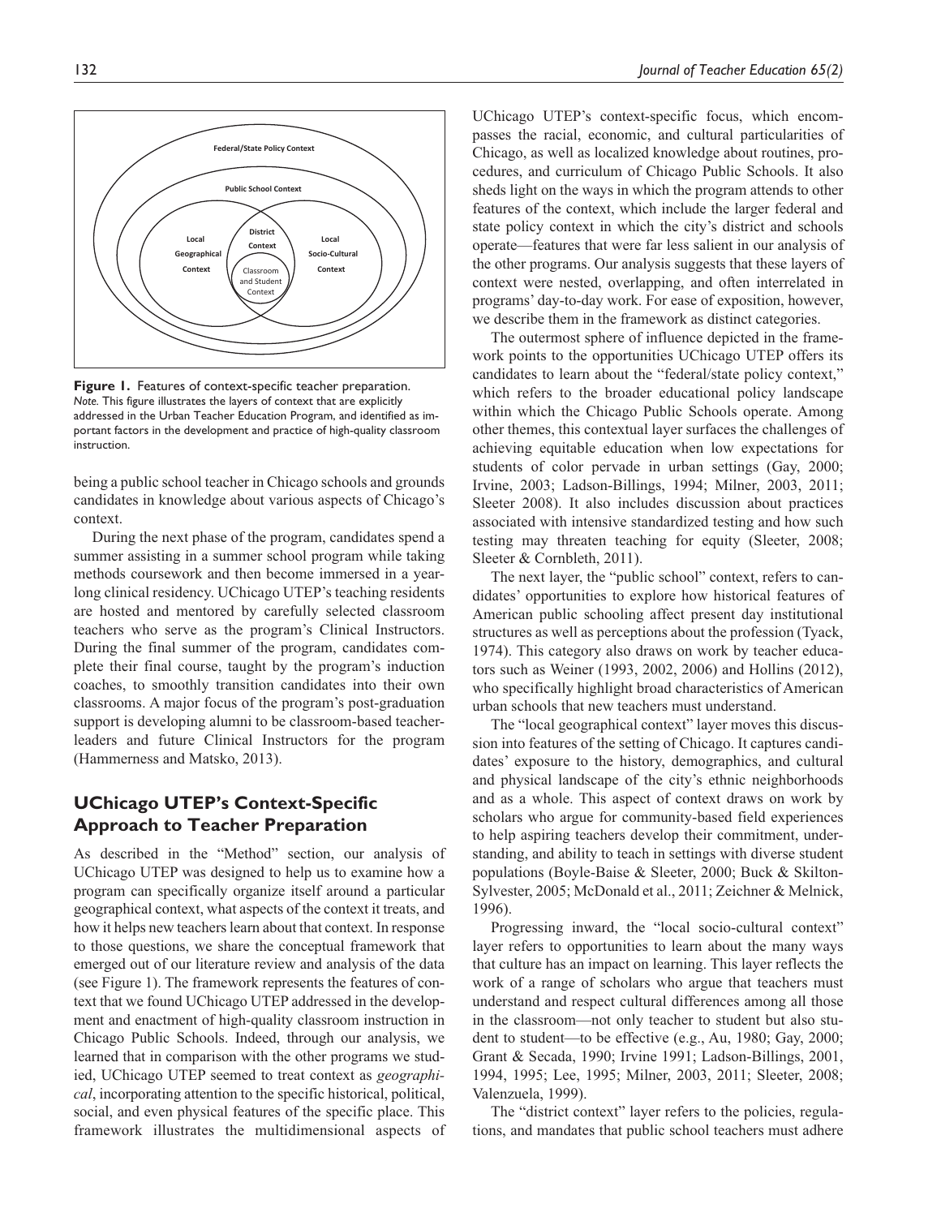Federal/State Policy Context

Public School Context

Local Geographical Context

District Context

Local Socio-Cultural Context

Classroom and Student Context

**Figure 1.** Features of context-specific teacher preparation.
*Note.* This figure illustrates the layers of context that are explicitly addressed in the Urban Teacher Education Program, and identified as important factors in the development and practice of high-quality classroom instruction.

being a public school teacher in Chicago schools and grounds candidates in knowledge about various aspects of Chicago's context.

During the next phase of the program, candidates spend a summer assisting in a summer school program while taking methods coursework and then become immersed in a yearlong clinical residency. UChicago UTEP's teaching residents are hosted and mentored by carefully selected classroom teachers who serve as the program's Clinical Instructors. During the final summer of the program, candidates complete their final course, taught by the program's induction coaches, to smoothly transition candidates into their own classrooms. A major focus of the program's post-graduation support is developing alumni to be classroom-based teacher-leaders and future Clinical Instructors for the program (Hammerness and Matsko, 2013).

## UChicago UTEP's Context-Specific Approach to Teacher Preparation

As described in the "Method" section, our analysis of UChicago UTEP was designed to help us to examine how a program can specifically organize itself around a particular geographical context, what aspects of the context it treats, and how it helps new teachers learn about that context. In response to those questions, we share the conceptual framework that emerged out of our literature review and analysis of the data (see Figure 1). The framework represents the features of context that we found UChicago UTEP addressed in the development and enactment of high-quality classroom instruction in Chicago Public Schools. Indeed, through our analysis, we learned that in comparison with the other programs we studied, UChicago UTEP seemed to treat context as *geographical*, incorporating attention to the specific historical, political, social, and even physical features of the specific place. This framework illustrates the multidimensional aspects of UChicago UTEP's context-specific focus, which encompasses the racial, economic, and cultural particularities of Chicago, as well as localized knowledge about routines, procedures, and curriculum of Chicago Public Schools. It also sheds light on the ways in which the program attends to other features of the context, which include the larger federal and state policy context in which the city's district and schools operate—features that were far less salient in our analysis of the other programs. Our analysis suggests that these layers of context were nested, overlapping, and often interrelated in programs' day-to-day work. For ease of exposition, however, we describe them in the framework as distinct categories.

The outermost sphere of influence depicted in the framework points to the opportunities UChicago UTEP offers its candidates to learn about the "federal/state policy context," which refers to the broader educational policy landscape within which the Chicago Public Schools operate. Among other themes, this contextual layer surfaces the challenges of achieving equitable education when low expectations for students of color pervade in urban settings (Gay, 2000; Irvine, 2003; Ladson-Billings, 1994; Milner, 2003, 2011; Sleeter 2008). It also includes discussion about practices associated with intensive standardized testing and how such testing may threaten teaching for equity (Sleeter, 2008; Sleeter & Cornbleth, 2011).

The next layer, the "public school" context, refers to candidates' opportunities to explore how historical features of American public schooling affect present day institutional structures as well as perceptions about the profession (Tyack, 1974). This category also draws on work by teacher educators such as Weiner (1993, 2002, 2006) and Hollins (2012), who specifically highlight broad characteristics of American urban schools that new teachers must understand.

The "local geographical context" layer moves this discussion into features of the setting of Chicago. It captures candidates' exposure to the history, demographics, and cultural and physical landscape of the city's ethnic neighborhoods and as a whole. This aspect of context draws on work by scholars who argue for community-based field experiences to help aspiring teachers develop their commitment, understanding, and ability to teach in settings with diverse student populations (Boyle-Baise & Sleeter, 2000; Buck & Skilton-Sylvester, 2005; McDonald et al., 2011; Zeichner & Melnick, 1996).

Progressing inward, the "local socio-cultural context" layer refers to opportunities to learn about the many ways that culture has an impact on learning. This layer reflects the work of a range of scholars who argue that teachers must understand and respect cultural differences among all those in the classroom—not only teacher to student but also student to student—to be effective (e.g., Au, 1980; Gay, 2000; Grant & Secada, 1990; Irvine 1991; Ladson-Billings, 2001, 1994, 1995; Lee, 1995; Milner, 2003, 2011; Sleeter, 2008; Valenzuela, 1999).

The "district context" layer refers to the policies, regulations, and mandates that public school teachers must adhere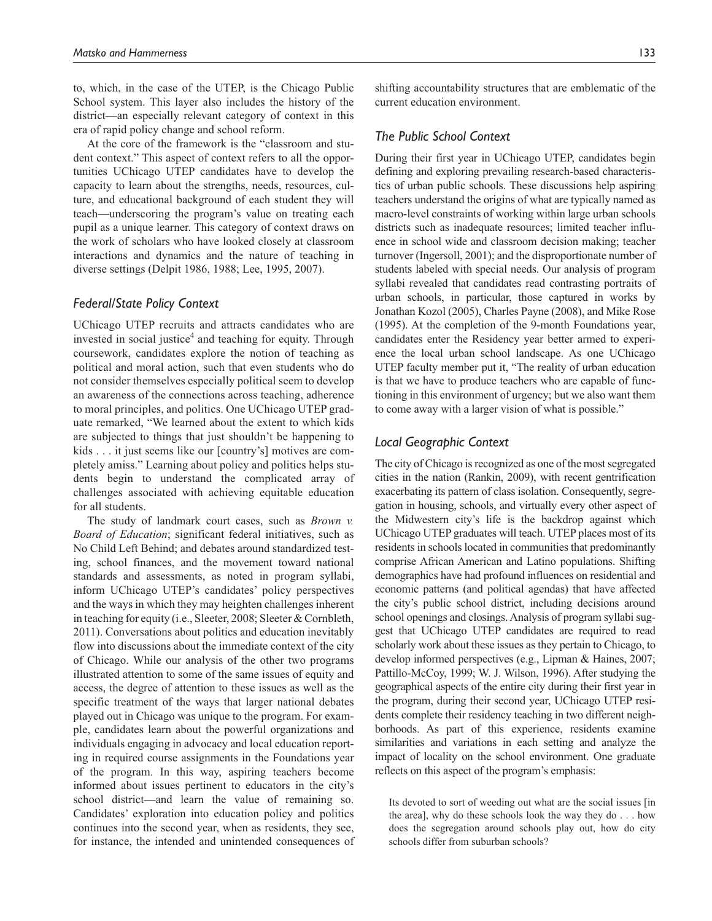to, which, in the case of the UTEP, is the Chicago Public School system. This layer also includes the history of the district—an especially relevant category of context in this era of rapid policy change and school reform.

At the core of the framework is the "classroom and student context." This aspect of context refers to all the opportunities UChicago UTEP candidates have to develop the capacity to learn about the strengths, needs, resources, culture, and educational background of each student they will teach—underscoring the program's value on treating each pupil as a unique learner. This category of context draws on the work of scholars who have looked closely at classroom interactions and dynamics and the nature of teaching in diverse settings (Delpit 1986, 1988; Lee, 1995, 2007).

### *Federal/State Policy Context*

UChicago UTEP recruits and attracts candidates who are invested in social justice[4] and teaching for equity. Through coursework, candidates explore the notion of teaching as political and moral action, such that even students who do not consider themselves especially political seem to develop an awareness of the connections across teaching, adherence to moral principles, and politics. One UChicago UTEP graduate remarked, "We learned about the extent to which kids are subjected to things that just shouldn't be happening to kids . . . it just seems like our [country's] motives are completely amiss." Learning about policy and politics helps students begin to understand the complicated array of challenges associated with achieving equitable education for all students.

The study of landmark court cases, such as *Brown v. Board of Education*; significant federal initiatives, such as No Child Left Behind; and debates around standardized testing, school finances, and the movement toward national standards and assessments, as noted in program syllabi, inform UChicago UTEP's candidates' policy perspectives and the ways in which they may heighten challenges inherent in teaching for equity (i.e., Sleeter, 2008; Sleeter & Cornbleth, 2011). Conversations about politics and education inevitably flow into discussions about the immediate context of the city of Chicago. While our analysis of the other two programs illustrated attention to some of the same issues of equity and access, the degree of attention to these issues as well as the specific treatment of the ways that larger national debates played out in Chicago was unique to the program. For example, candidates learn about the powerful organizations and individuals engaging in advocacy and local education reporting in required course assignments in the Foundations year of the program. In this way, aspiring teachers become informed about issues pertinent to educators in the city's school district—and learn the value of remaining so. Candidates' exploration into education policy and politics continues into the second year, when as residents, they see, for instance, the intended and unintended consequences of shifting accountability structures that are emblematic of the current education environment.

### *The Public School Context*

During their first year in UChicago UTEP, candidates begin defining and exploring prevailing research-based characteristics of urban public schools. These discussions help aspiring teachers understand the origins of what are typically named as macro-level constraints of working within large urban schools districts such as inadequate resources; limited teacher influence in school wide and classroom decision making; teacher turnover (Ingersoll, 2001); and the disproportionate number of students labeled with special needs. Our analysis of program syllabi revealed that candidates read contrasting portraits of urban schools, in particular, those captured in works by Jonathan Kozol (2005), Charles Payne (2008), and Mike Rose (1995). At the completion of the 9-month Foundations year, candidates enter the Residency year better armed to experience the local urban school landscape. As one UChicago UTEP faculty member put it, "The reality of urban education is that we have to produce teachers who are capable of functioning in this environment of urgency; but we also want them to come away with a larger vision of what is possible."

### *Local Geographic Context*

The city of Chicago is recognized as one of the most segregated cities in the nation (Rankin, 2009), with recent gentrification exacerbating its pattern of class isolation. Consequently, segregation in housing, schools, and virtually every other aspect of the Midwestern city's life is the backdrop against which UChicago UTEP graduates will teach. UTEP places most of its residents in schools located in communities that predominantly comprise African American and Latino populations. Shifting demographics have had profound influences on residential and economic patterns (and political agendas) that have affected the city's public school district, including decisions around school openings and closings. Analysis of program syllabi suggest that UChicago UTEP candidates are required to read scholarly work about these issues as they pertain to Chicago, to develop informed perspectives (e.g., Lipman & Haines, 2007; Pattillo-McCoy, 1999; W. J. Wilson, 1996). After studying the geographical aspects of the entire city during their first year in the program, during their second year, UChicago UTEP residents complete their residency teaching in two different neighborhoods. As part of this experience, residents examine similarities and variations in each setting and analyze the impact of locality on the school environment. One graduate reflects on this aspect of the program's emphasis:

> Its devoted to sort of weeding out what are the social issues [in the area], why do these schools look the way they do . . . how does the segregation around schools play out, how do city schools differ from suburban schools?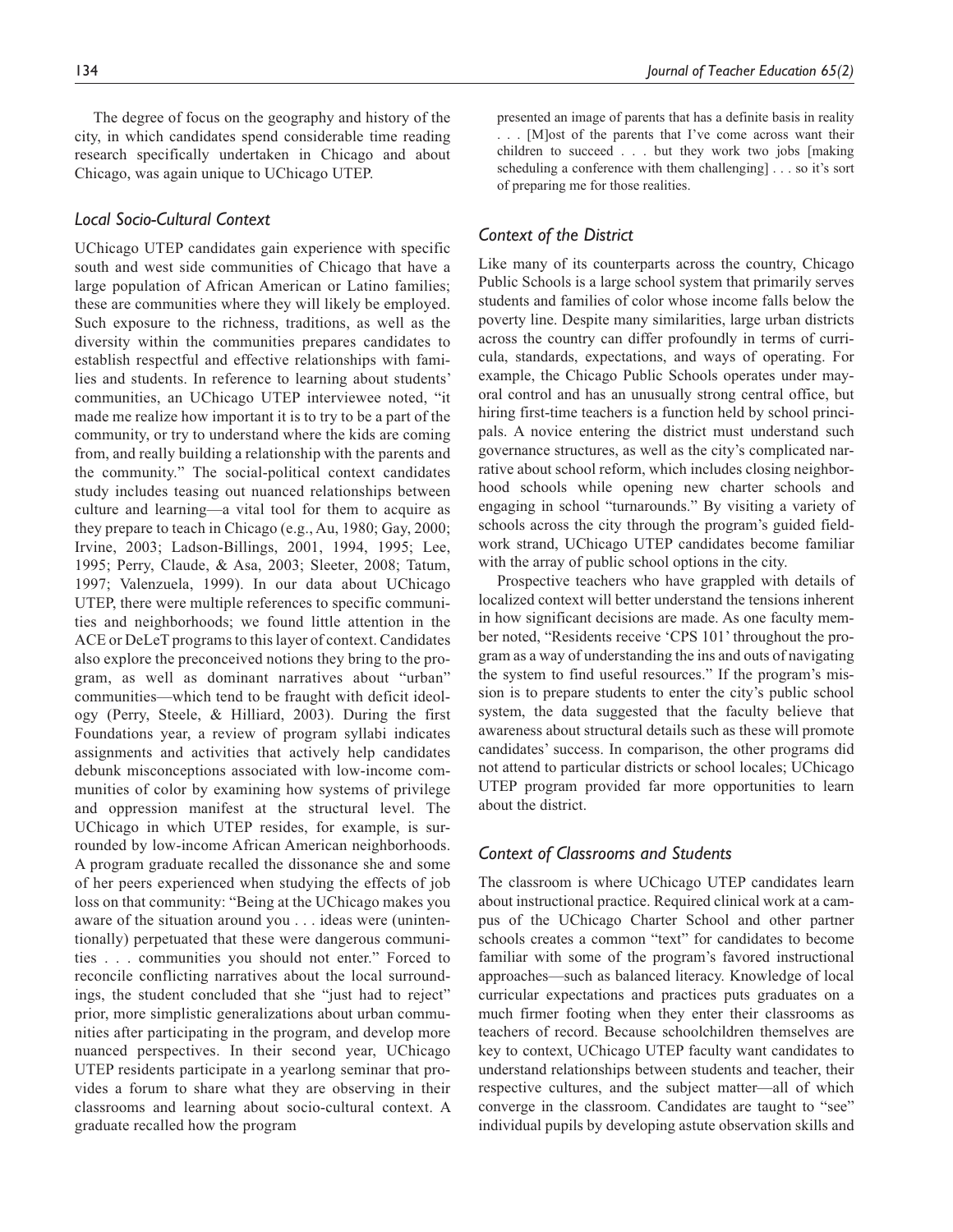The degree of focus on the geography and history of the city, in which candidates spend considerable time reading research specifically undertaken in Chicago and about Chicago, was again unique to UChicago UTEP.

### *Local Socio-Cultural Context*

UChicago UTEP candidates gain experience with specific south and west side communities of Chicago that have a large population of African American or Latino families; these are communities where they will likely be employed. Such exposure to the richness, traditions, as well as the diversity within the communities prepares candidates to establish respectful and effective relationships with families and students. In reference to learning about students' communities, an UChicago UTEP interviewee noted, "it made me realize how important it is to try to be a part of the community, or try to understand where the kids are coming from, and really building a relationship with the parents and the community." The social-political context candidates study includes teasing out nuanced relationships between culture and learning—a vital tool for them to acquire as they prepare to teach in Chicago (e.g., Au, 1980; Gay, 2000; Irvine, 2003; Ladson-Billings, 2001, 1994, 1995; Lee, 1995; Perry, Claude, & Asa, 2003; Sleeter, 2008; Tatum, 1997; Valenzuela, 1999). In our data about UChicago UTEP, there were multiple references to specific communities and neighborhoods; we found little attention in the ACE or DeLeT programs to this layer of context. Candidates also explore the preconceived notions they bring to the program, as well as dominant narratives about "urban" communities—which tend to be fraught with deficit ideology (Perry, Steele, & Hilliard, 2003). During the first Foundations year, a review of program syllabi indicates assignments and activities that actively help candidates debunk misconceptions associated with low-income communities of color by examining how systems of privilege and oppression manifest at the structural level. The UChicago in which UTEP resides, for example, is surrounded by low-income African American neighborhoods. A program graduate recalled the dissonance she and some of her peers experienced when studying the effects of job loss on that community: "Being at the UChicago makes you aware of the situation around you . . . ideas were (unintentionally) perpetuated that these were dangerous communities . . . communities you should not enter." Forced to reconcile conflicting narratives about the local surroundings, the student concluded that she "just had to reject" prior, more simplistic generalizations about urban communities after participating in the program, and develop more nuanced perspectives. In their second year, UChicago UTEP residents participate in a yearlong seminar that provides a forum to share what they are observing in their classrooms and learning about socio-cultural context. A graduate recalled how the program

> presented an image of parents that has a definite basis in reality . . . [M]ost of the parents that I've come across want their children to succeed . . . but they work two jobs [making scheduling a conference with them challenging] . . . so it's sort of preparing me for those realities.

### *Context of the District*

Like many of its counterparts across the country, Chicago Public Schools is a large school system that primarily serves students and families of color whose income falls below the poverty line. Despite many similarities, large urban districts across the country can differ profoundly in terms of curricula, standards, expectations, and ways of operating. For example, the Chicago Public Schools operates under mayoral control and has an unusually strong central office, but hiring first-time teachers is a function held by school principals. A novice entering the district must understand such governance structures, as well as the city's complicated narrative about school reform, which includes closing neighborhood schools while opening new charter schools and engaging in school "turnarounds." By visiting a variety of schools across the city through the program's guided fieldwork strand, UChicago UTEP candidates become familiar with the array of public school options in the city.

Prospective teachers who have grappled with details of localized context will better understand the tensions inherent in how significant decisions are made. As one faculty member noted, "Residents receive 'CPS 101' throughout the program as a way of understanding the ins and outs of navigating the system to find useful resources." If the program's mission is to prepare students to enter the city's public school system, the data suggested that the faculty believe that awareness about structural details such as these will promote candidates' success. In comparison, the other programs did not attend to particular districts or school locales; UChicago UTEP program provided far more opportunities to learn about the district.

### *Context of Classrooms and Students*

The classroom is where UChicago UTEP candidates learn about instructional practice. Required clinical work at a campus of the UChicago Charter School and other partner schools creates a common "text" for candidates to become familiar with some of the program's favored instructional approaches—such as balanced literacy. Knowledge of local curricular expectations and practices puts graduates on a much firmer footing when they enter their classrooms as teachers of record. Because schoolchildren themselves are key to context, UChicago UTEP faculty want candidates to understand relationships between students and teacher, their respective cultures, and the subject matter—all of which converge in the classroom. Candidates are taught to "see" individual pupils by developing astute observation skills and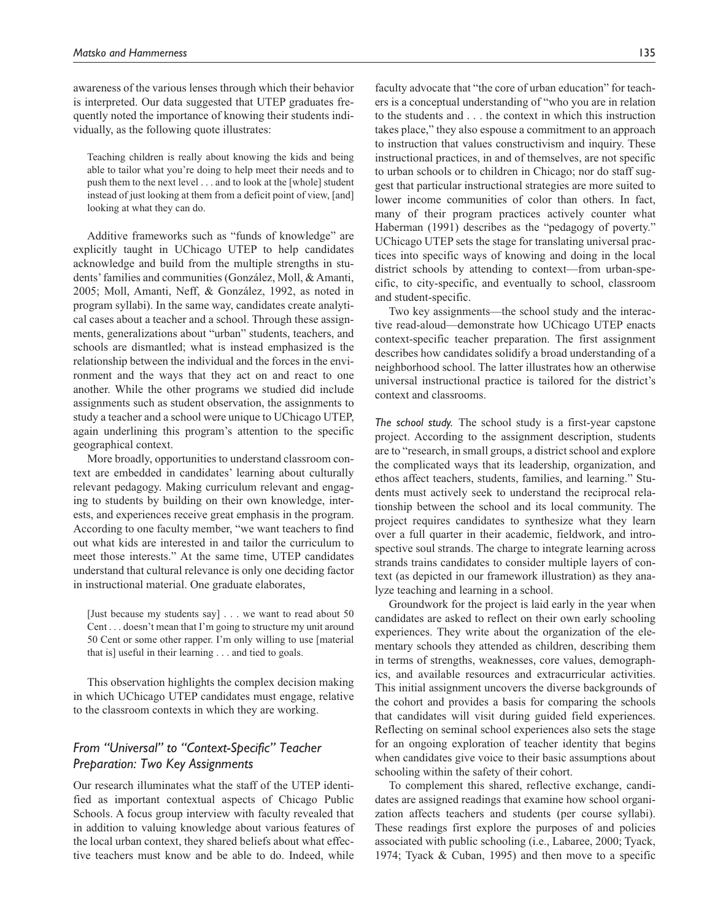awareness of the various lenses through which their behavior is interpreted. Our data suggested that UTEP graduates frequently noted the importance of knowing their students individually, as the following quote illustrates:

> Teaching children is really about knowing the kids and being able to tailor what you're doing to help meet their needs and to push them to the next level . . . and to look at the [whole] student instead of just looking at them from a deficit point of view, [and] looking at what they can do.

Additive frameworks such as "funds of knowledge" are explicitly taught in UChicago UTEP to help candidates acknowledge and build from the multiple strengths in students' families and communities (González, Moll, & Amanti, 2005; Moll, Amanti, Neff, & González, 1992, as noted in program syllabi). In the same way, candidates create analytical cases about a teacher and a school. Through these assignments, generalizations about "urban" students, teachers, and schools are dismantled; what is instead emphasized is the relationship between the individual and the forces in the environment and the ways that they act on and react to one another. While the other programs we studied did include assignments such as student observation, the assignments to study a teacher and a school were unique to UChicago UTEP, again underlining this program's attention to the specific geographical context.

More broadly, opportunities to understand classroom context are embedded in candidates' learning about culturally relevant pedagogy. Making curriculum relevant and engaging to students by building on their own knowledge, interests, and experiences receive great emphasis in the program. According to one faculty member, "we want teachers to find out what kids are interested in and tailor the curriculum to meet those interests." At the same time, UTEP candidates understand that cultural relevance is only one deciding factor in instructional material. One graduate elaborates,

> [Just because my students say] . . . we want to read about 50 Cent . . . doesn't mean that I'm going to structure my unit around 50 Cent or some other rapper. I'm only willing to use [material that is] useful in their learning . . . and tied to goals.

This observation highlights the complex decision making in which UChicago UTEP candidates must engage, relative to the classroom contexts in which they are working.

## *From "Universal" to "Context-Specific" Teacher Preparation: Two Key Assignments*

Our research illuminates what the staff of the UTEP identified as important contextual aspects of Chicago Public Schools. A focus group interview with faculty revealed that in addition to valuing knowledge about various features of the local urban context, they shared beliefs about what effective teachers must know and be able to do. Indeed, while faculty advocate that "the core of urban education" for teachers is a conceptual understanding of "who you are in relation to the students and . . . the context in which this instruction takes place," they also espouse a commitment to an approach to instruction that values constructivism and inquiry. These instructional practices, in and of themselves, are not specific to urban schools or to children in Chicago; nor do staff suggest that particular instructional strategies are more suited to lower income communities of color than others. In fact, many of their program practices actively counter what Haberman (1991) describes as the "pedagogy of poverty." UChicago UTEP sets the stage for translating universal practices into specific ways of knowing and doing in the local district schools by attending to context—from urban-specific, to city-specific, and eventually to school, classroom and student-specific.

Two key assignments—the school study and the interactive read-aloud—demonstrate how UChicago UTEP enacts context-specific teacher preparation. The first assignment describes how candidates solidify a broad understanding of a neighborhood school. The latter illustrates how an otherwise universal instructional practice is tailored for the district's context and classrooms.

*The school study.* The school study is a first-year capstone project. According to the assignment description, students are to "research, in small groups, a district school and explore the complicated ways that its leadership, organization, and ethos affect teachers, students, families, and learning." Students must actively seek to understand the reciprocal relationship between the school and its local community. The project requires candidates to synthesize what they learn over a full quarter in their academic, fieldwork, and introspective soul strands. The charge to integrate learning across strands trains candidates to consider multiple layers of context (as depicted in our framework illustration) as they analyze teaching and learning in a school.

Groundwork for the project is laid early in the year when candidates are asked to reflect on their own early schooling experiences. They write about the organization of the elementary schools they attended as children, describing them in terms of strengths, weaknesses, core values, demographics, and available resources and extracurricular activities. This initial assignment uncovers the diverse backgrounds of the cohort and provides a basis for comparing the schools that candidates will visit during guided field experiences. Reflecting on seminal school experiences also sets the stage for an ongoing exploration of teacher identity that begins when candidates give voice to their basic assumptions about schooling within the safety of their cohort.

To complement this shared, reflective exchange, candidates are assigned readings that examine how school organization affects teachers and students (per course syllabi). These readings first explore the purposes of and policies associated with public schooling (i.e., Labaree, 2000; Tyack, 1974; Tyack & Cuban, 1995) and then move to a specific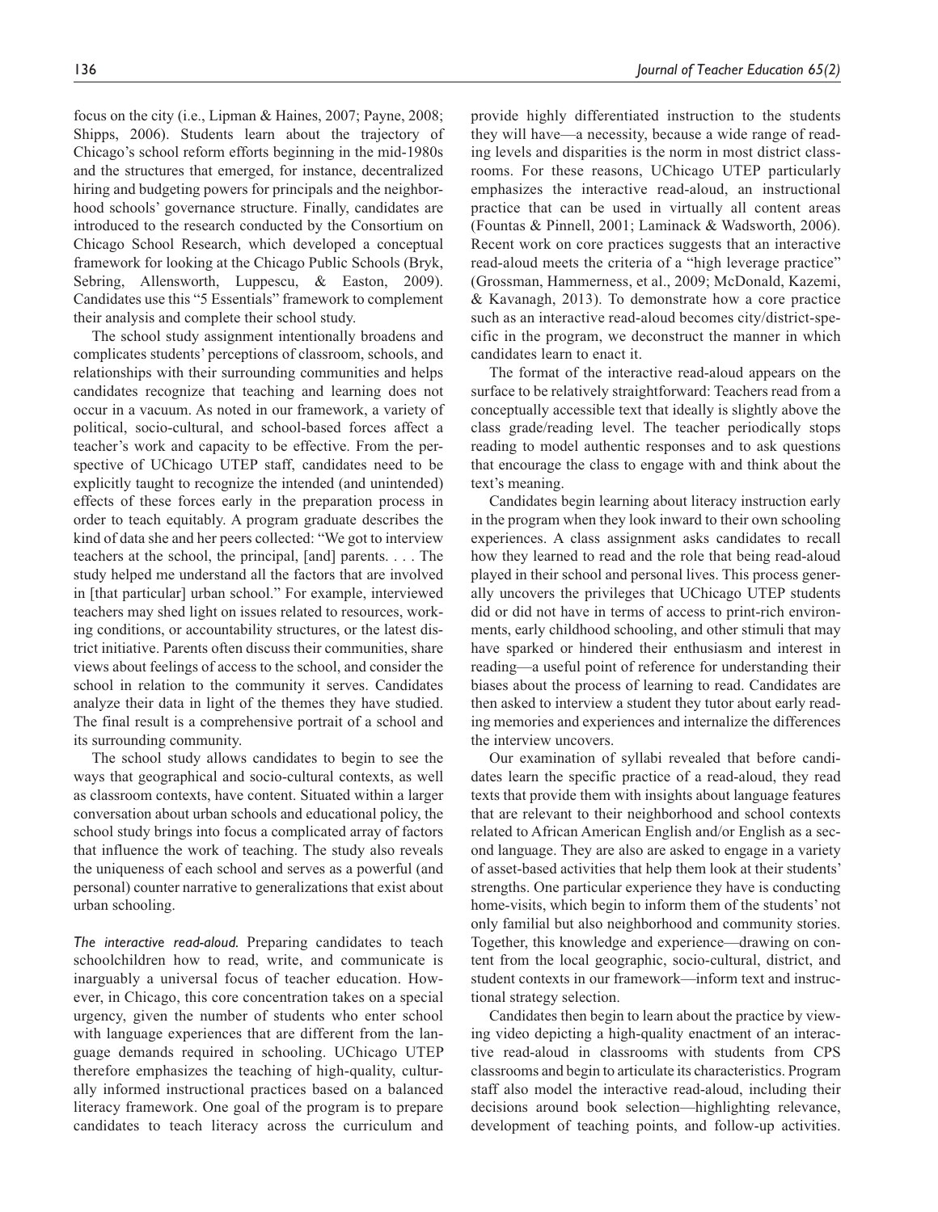focus on the city (i.e., Lipman & Haines, 2007; Payne, 2008; Shipps, 2006). Students learn about the trajectory of Chicago's school reform efforts beginning in the mid-1980s and the structures that emerged, for instance, decentralized hiring and budgeting powers for principals and the neighborhood schools' governance structure. Finally, candidates are introduced to the research conducted by the Consortium on Chicago School Research, which developed a conceptual framework for looking at the Chicago Public Schools (Bryk, Sebring, Allensworth, Luppescu, & Easton, 2009). Candidates use this "5 Essentials" framework to complement their analysis and complete their school study.

The school study assignment intentionally broadens and complicates students' perceptions of classroom, schools, and relationships with their surrounding communities and helps candidates recognize that teaching and learning does not occur in a vacuum. As noted in our framework, a variety of political, socio-cultural, and school-based forces affect a teacher's work and capacity to be effective. From the perspective of UChicago UTEP staff, candidates need to be explicitly taught to recognize the intended (and unintended) effects of these forces early in the preparation process in order to teach equitably. A program graduate describes the kind of data she and her peers collected: "We got to interview teachers at the school, the principal, [and] parents. . . . The study helped me understand all the factors that are involved in [that particular] urban school." For example, interviewed teachers may shed light on issues related to resources, working conditions, or accountability structures, or the latest district initiative. Parents often discuss their communities, share views about feelings of access to the school, and consider the school in relation to the community it serves. Candidates analyze their data in light of the themes they have studied. The final result is a comprehensive portrait of a school and its surrounding community.

The school study allows candidates to begin to see the ways that geographical and socio-cultural contexts, as well as classroom contexts, have content. Situated within a larger conversation about urban schools and educational policy, the school study brings into focus a complicated array of factors that influence the work of teaching. The study also reveals the uniqueness of each school and serves as a powerful (and personal) counter narrative to generalizations that exist about urban schooling.

*The interactive read-aloud.* Preparing candidates to teach schoolchildren how to read, write, and communicate is inarguably a universal focus of teacher education. However, in Chicago, this core concentration takes on a special urgency, given the number of students who enter school with language experiences that are different from the language demands required in schooling. UChicago UTEP therefore emphasizes the teaching of high-quality, culturally informed instructional practices based on a balanced literacy framework. One goal of the program is to prepare candidates to teach literacy across the curriculum and provide highly differentiated instruction to the students they will have—a necessity, because a wide range of reading levels and disparities is the norm in most district classrooms. For these reasons, UChicago UTEP particularly emphasizes the interactive read-aloud, an instructional practice that can be used in virtually all content areas (Fountas & Pinnell, 2001; Laminack & Wadsworth, 2006). Recent work on core practices suggests that an interactive read-aloud meets the criteria of a "high leverage practice" (Grossman, Hammerness, et al., 2009; McDonald, Kazemi, & Kavanagh, 2013). To demonstrate how a core practice such as an interactive read-aloud becomes city/district-specific in the program, we deconstruct the manner in which candidates learn to enact it.

The format of the interactive read-aloud appears on the surface to be relatively straightforward: Teachers read from a conceptually accessible text that ideally is slightly above the class grade/reading level. The teacher periodically stops reading to model authentic responses and to ask questions that encourage the class to engage with and think about the text's meaning.

Candidates begin learning about literacy instruction early in the program when they look inward to their own schooling experiences. A class assignment asks candidates to recall how they learned to read and the role that being read-aloud played in their school and personal lives. This process generally uncovers the privileges that UChicago UTEP students did or did not have in terms of access to print-rich environments, early childhood schooling, and other stimuli that may have sparked or hindered their enthusiasm and interest in reading—a useful point of reference for understanding their biases about the process of learning to read. Candidates are then asked to interview a student they tutor about early reading memories and experiences and internalize the differences the interview uncovers.

Our examination of syllabi revealed that before candidates learn the specific practice of a read-aloud, they read texts that provide them with insights about language features that are relevant to their neighborhood and school contexts related to African American English and/or English as a second language. They are also are asked to engage in a variety of asset-based activities that help them look at their students' strengths. One particular experience they have is conducting home-visits, which begin to inform them of the students' not only familial but also neighborhood and community stories. Together, this knowledge and experience—drawing on content from the local geographic, socio-cultural, district, and student contexts in our framework—inform text and instructional strategy selection.

Candidates then begin to learn about the practice by viewing video depicting a high-quality enactment of an interactive read-aloud in classrooms with students from CPS classrooms and begin to articulate its characteristics. Program staff also model the interactive read-aloud, including their decisions around book selection—highlighting relevance, development of teaching points, and follow-up activities.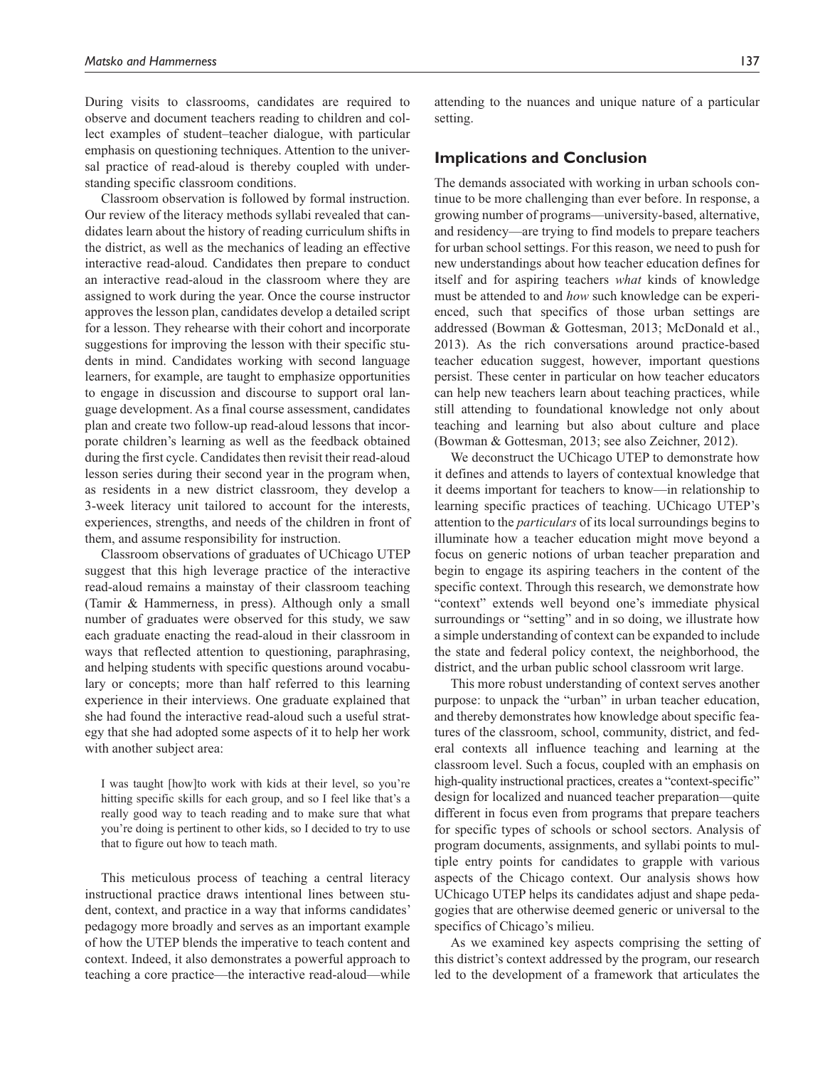During visits to classrooms, candidates are required to observe and document teachers reading to children and collect examples of student–teacher dialogue, with particular emphasis on questioning techniques. Attention to the universal practice of read-aloud is thereby coupled with understanding specific classroom conditions.

Classroom observation is followed by formal instruction. Our review of the literacy methods syllabi revealed that candidates learn about the history of reading curriculum shifts in the district, as well as the mechanics of leading an effective interactive read-aloud. Candidates then prepare to conduct an interactive read-aloud in the classroom where they are assigned to work during the year. Once the course instructor approves the lesson plan, candidates develop a detailed script for a lesson. They rehearse with their cohort and incorporate suggestions for improving the lesson with their specific students in mind. Candidates working with second language learners, for example, are taught to emphasize opportunities to engage in discussion and discourse to support oral language development. As a final course assessment, candidates plan and create two follow-up read-aloud lessons that incorporate children's learning as well as the feedback obtained during the first cycle. Candidates then revisit their read-aloud lesson series during their second year in the program when, as residents in a new district classroom, they develop a 3-week literacy unit tailored to account for the interests, experiences, strengths, and needs of the children in front of them, and assume responsibility for instruction.

Classroom observations of graduates of UChicago UTEP suggest that this high leverage practice of the interactive read-aloud remains a mainstay of their classroom teaching (Tamir & Hammerness, in press). Although only a small number of graduates were observed for this study, we saw each graduate enacting the read-aloud in their classroom in ways that reflected attention to questioning, paraphrasing, and helping students with specific questions around vocabulary or concepts; more than half referred to this learning experience in their interviews. One graduate explained that she had found the interactive read-aloud such a useful strategy that she had adopted some aspects of it to help her work with another subject area:

> I was taught [how]to work with kids at their level, so you're hitting specific skills for each group, and so I feel like that's a really good way to teach reading and to make sure that what you're doing is pertinent to other kids, so I decided to try to use that to figure out how to teach math.

This meticulous process of teaching a central literacy instructional practice draws intentional lines between student, context, and practice in a way that informs candidates' pedagogy more broadly and serves as an important example of how the UTEP blends the imperative to teach content and context. Indeed, it also demonstrates a powerful approach to teaching a core practice—the interactive read-aloud—while attending to the nuances and unique nature of a particular setting.

## Implications and Conclusion

The demands associated with working in urban schools continue to be more challenging than ever before. In response, a growing number of programs—university-based, alternative, and residency—are trying to find models to prepare teachers for urban school settings. For this reason, we need to push for new understandings about how teacher education defines for itself and for aspiring teachers *what* kinds of knowledge must be attended to and *how* such knowledge can be experienced, such that specifics of those urban settings are addressed (Bowman & Gottesman, 2013; McDonald et al., 2013). As the rich conversations around practice-based teacher education suggest, however, important questions persist. These center in particular on how teacher educators can help new teachers learn about teaching practices, while still attending to foundational knowledge not only about teaching and learning but also about culture and place (Bowman & Gottesman, 2013; see also Zeichner, 2012).

We deconstruct the UChicago UTEP to demonstrate how it defines and attends to layers of contextual knowledge that it deems important for teachers to know—in relationship to learning specific practices of teaching. UChicago UTEP's attention to the *particulars* of its local surroundings begins to illuminate how a teacher education might move beyond a focus on generic notions of urban teacher preparation and begin to engage its aspiring teachers in the content of the specific context. Through this research, we demonstrate how "context" extends well beyond one's immediate physical surroundings or "setting" and in so doing, we illustrate how a simple understanding of context can be expanded to include the state and federal policy context, the neighborhood, the district, and the urban public school classroom writ large.

This more robust understanding of context serves another purpose: to unpack the "urban" in urban teacher education, and thereby demonstrates how knowledge about specific features of the classroom, school, community, district, and federal contexts all influence teaching and learning at the classroom level. Such a focus, coupled with an emphasis on high-quality instructional practices, creates a "context-specific" design for localized and nuanced teacher preparation—quite different in focus even from programs that prepare teachers for specific types of schools or school sectors. Analysis of program documents, assignments, and syllabi points to multiple entry points for candidates to grapple with various aspects of the Chicago context. Our analysis shows how UChicago UTEP helps its candidates adjust and shape pedagogies that are otherwise deemed generic or universal to the specifics of Chicago's milieu.

As we examined key aspects comprising the setting of this district's context addressed by the program, our research led to the development of a framework that articulates the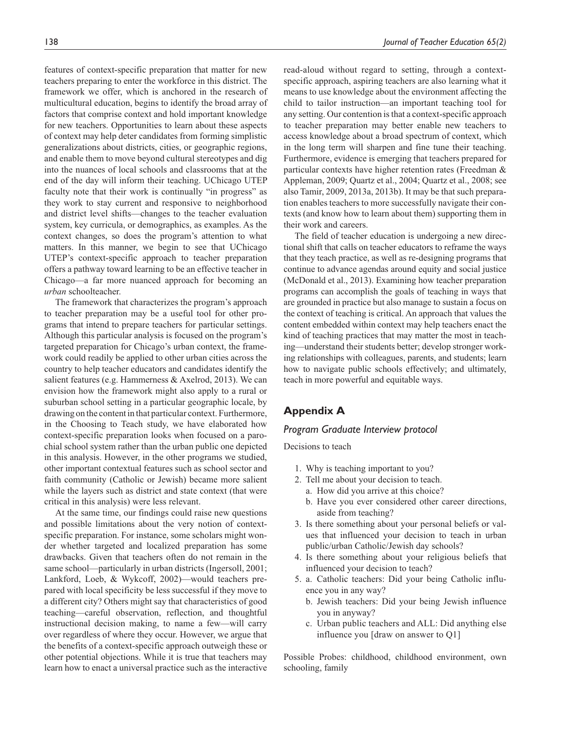features of context-specific preparation that matter for new teachers preparing to enter the workforce in this district. The framework we offer, which is anchored in the research of multicultural education, begins to identify the broad array of factors that comprise context and hold important knowledge for new teachers. Opportunities to learn about these aspects of context may help deter candidates from forming simplistic generalizations about districts, cities, or geographic regions, and enable them to move beyond cultural stereotypes and dig into the nuances of local schools and classrooms that at the end of the day will inform their teaching. UChicago UTEP faculty note that their work is continually "in progress" as they work to stay current and responsive to neighborhood and district level shifts—changes to the teacher evaluation system, key curricula, or demographics, as examples. As the context changes, so does the program's attention to what matters. In this manner, we begin to see that UChicago UTEP's context-specific approach to teacher preparation offers a pathway toward learning to be an effective teacher in Chicago—a far more nuanced approach for becoming an *urban* schoolteacher.

The framework that characterizes the program's approach to teacher preparation may be a useful tool for other programs that intend to prepare teachers for particular settings. Although this particular analysis is focused on the program's targeted preparation for Chicago's urban context, the framework could readily be applied to other urban cities across the country to help teacher educators and candidates identify the salient features (e.g. Hammerness & Axelrod, 2013). We can envision how the framework might also apply to a rural or suburban school setting in a particular geographic locale, by drawing on the content in that particular context. Furthermore, in the Choosing to Teach study, we have elaborated how context-specific preparation looks when focused on a parochial school system rather than the urban public one depicted in this analysis. However, in the other programs we studied, other important contextual features such as school sector and faith community (Catholic or Jewish) became more salient while the layers such as district and state context (that were critical in this analysis) were less relevant.

At the same time, our findings could raise new questions and possible limitations about the very notion of context-specific preparation. For instance, some scholars might wonder whether targeted and localized preparation has some drawbacks. Given that teachers often do not remain in the same school—particularly in urban districts (Ingersoll, 2001; Lankford, Loeb, & Wykcoff, 2002)—would teachers prepared with local specificity be less successful if they move to a different city? Others might say that characteristics of good teaching—careful observation, reflection, and thoughtful instructional decision making, to name a few—will carry over regardless of where they occur. However, we argue that the benefits of a context-specific approach outweigh these or other potential objections. While it is true that teachers may learn how to enact a universal practice such as the interactive read-aloud without regard to setting, through a context-specific approach, aspiring teachers are also learning what it means to use knowledge about the environment affecting the child to tailor instruction—an important teaching tool for any setting. Our contention is that a context-specific approach to teacher preparation may better enable new teachers to access knowledge about a broad spectrum of context, which in the long term will sharpen and fine tune their teaching. Furthermore, evidence is emerging that teachers prepared for particular contexts have higher retention rates (Freedman & Appleman, 2009; Quartz et al., 2004; Quartz et al., 2008; see also Tamir, 2009, 2013a, 2013b). It may be that such preparation enables teachers to more successfully navigate their contexts (and know how to learn about them) supporting them in their work and careers.

The field of teacher education is undergoing a new directional shift that calls on teacher educators to reframe the ways that they teach practice, as well as re-designing programs that continue to advance agendas around equity and social justice (McDonald et al., 2013). Examining how teacher preparation programs can accomplish the goals of teaching in ways that are grounded in practice but also manage to sustain a focus on the context of teaching is critical. An approach that values the content embedded within context may help teachers enact the kind of teaching practices that may matter the most in teaching—understand their students better; develop stronger working relationships with colleagues, parents, and students; learn how to navigate public schools effectively; and ultimately, teach in more powerful and equitable ways.

## Appendix A

### *Program Graduate Interview protocol*

Decisions to teach

1. Why is teaching important to you?
2. Tell me about your decision to teach.
   a. How did you arrive at this choice?
   b. Have you ever considered other career directions, aside from teaching?
3. Is there something about your personal beliefs or values that influenced your decision to teach in urban public/urban Catholic/Jewish day schools?
4. Is there something about your religious beliefs that influenced your decision to teach?
5. a. Catholic teachers: Did your being Catholic influence you in any way?
   b. Jewish teachers: Did your being Jewish influence you in anyway?
   c. Urban public teachers and ALL: Did anything else influence you [draw on answer to Q1]

Possible Probes: childhood, childhood environment, own schooling, family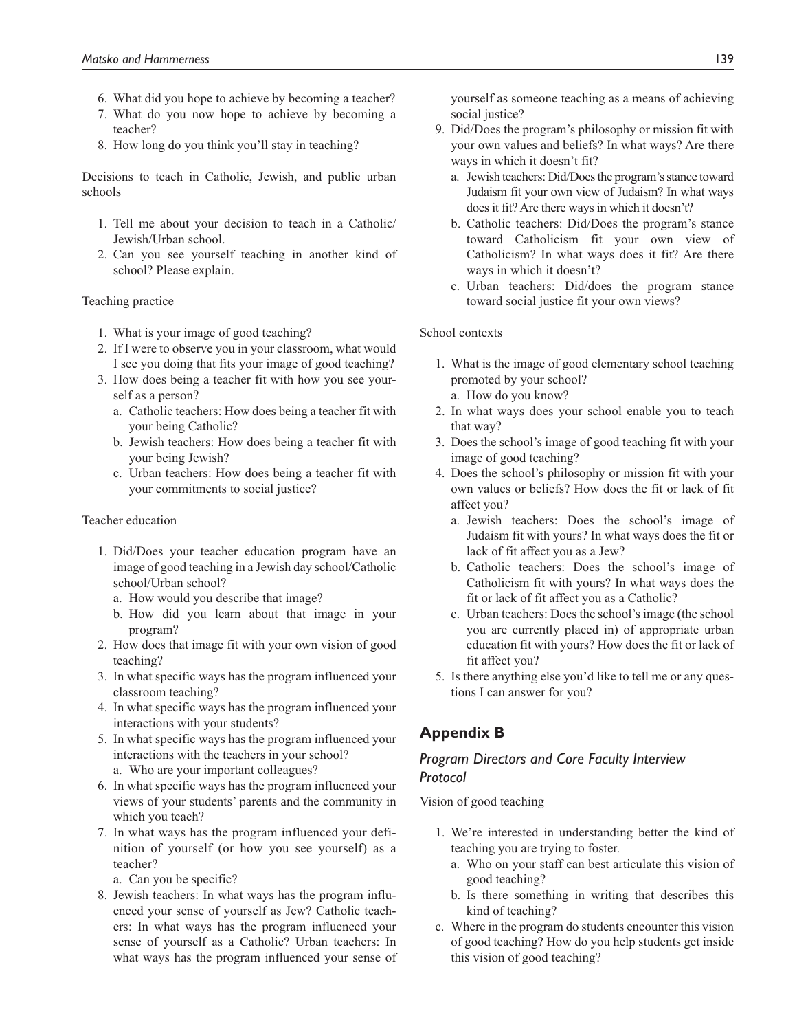6. What did you hope to achieve by becoming a teacher?
7. What do you now hope to achieve by becoming a teacher?
8. How long do you think you'll stay in teaching?

Decisions to teach in Catholic, Jewish, and public urban schools

1. Tell me about your decision to teach in a Catholic/Jewish/Urban school.
2. Can you see yourself teaching in another kind of school? Please explain.

Teaching practice

1. What is your image of good teaching?
2. If I were to observe you in your classroom, what would I see you doing that fits your image of good teaching?
3. How does being a teacher fit with how you see yourself as a person?
   a. Catholic teachers: How does being a teacher fit with your being Catholic?
   b. Jewish teachers: How does being a teacher fit with your being Jewish?
   c. Urban teachers: How does being a teacher fit with your commitments to social justice?

Teacher education

1. Did/Does your teacher education program have an image of good teaching in a Jewish day school/Catholic school/Urban school?
   a. How would you describe that image?
   b. How did you learn about that image in your program?
2. How does that image fit with your own vision of good teaching?
3. In what specific ways has the program influenced your classroom teaching?
4. In what specific ways has the program influenced your interactions with your students?
5. In what specific ways has the program influenced your interactions with the teachers in your school?
   a. Who are your important colleagues?
6. In what specific ways has the program influenced your views of your students' parents and the community in which you teach?
7. In what ways has the program influenced your definition of yourself (or how you see yourself) as a teacher?
   a. Can you be specific?
8. Jewish teachers: In what ways has the program influenced your sense of yourself as Jew? Catholic teachers: In what ways has the program influenced your sense of yourself as a Catholic? Urban teachers: In what ways has the program influenced your sense of yourself as someone teaching as a means of achieving social justice?
9. Did/Does the program's philosophy or mission fit with your own values and beliefs? In what ways? Are there ways in which it doesn't fit?
   a. Jewish teachers: Did/Does the program's stance toward Judaism fit your own view of Judaism? In what ways does it fit? Are there ways in which it doesn't?
   b. Catholic teachers: Did/Does the program's stance toward Catholicism fit your own view of Catholicism? In what ways does it fit? Are there ways in which it doesn't?
   c. Urban teachers: Did/does the program stance toward social justice fit your own views?

School contexts

1. What is the image of good elementary school teaching promoted by your school?
   a. How do you know?
2. In what ways does your school enable you to teach that way?
3. Does the school's image of good teaching fit with your image of good teaching?
4. Does the school's philosophy or mission fit with your own values or beliefs? How does the fit or lack of fit affect you?
   a. Jewish teachers: Does the school's image of Judaism fit with yours? In what ways does the fit or lack of fit affect you as a Jew?
   b. Catholic teachers: Does the school's image of Catholicism fit with yours? In what ways does the fit or lack of fit affect you as a Catholic?
   c. Urban teachers: Does the school's image (the school you are currently placed in) of appropriate urban education fit with yours? How does the fit or lack of fit affect you?
5. Is there anything else you'd like to tell me or any questions I can answer for you?

## Appendix B

### *Program Directors and Core Faculty Interview Protocol*

Vision of good teaching

1. We're interested in understanding better the kind of teaching you are trying to foster.
   a. Who on your staff can best articulate this vision of good teaching?
   b. Is there something in writing that describes this kind of teaching?
   c. Where in the program do students encounter this vision of good teaching? How do you help students get inside this vision of good teaching?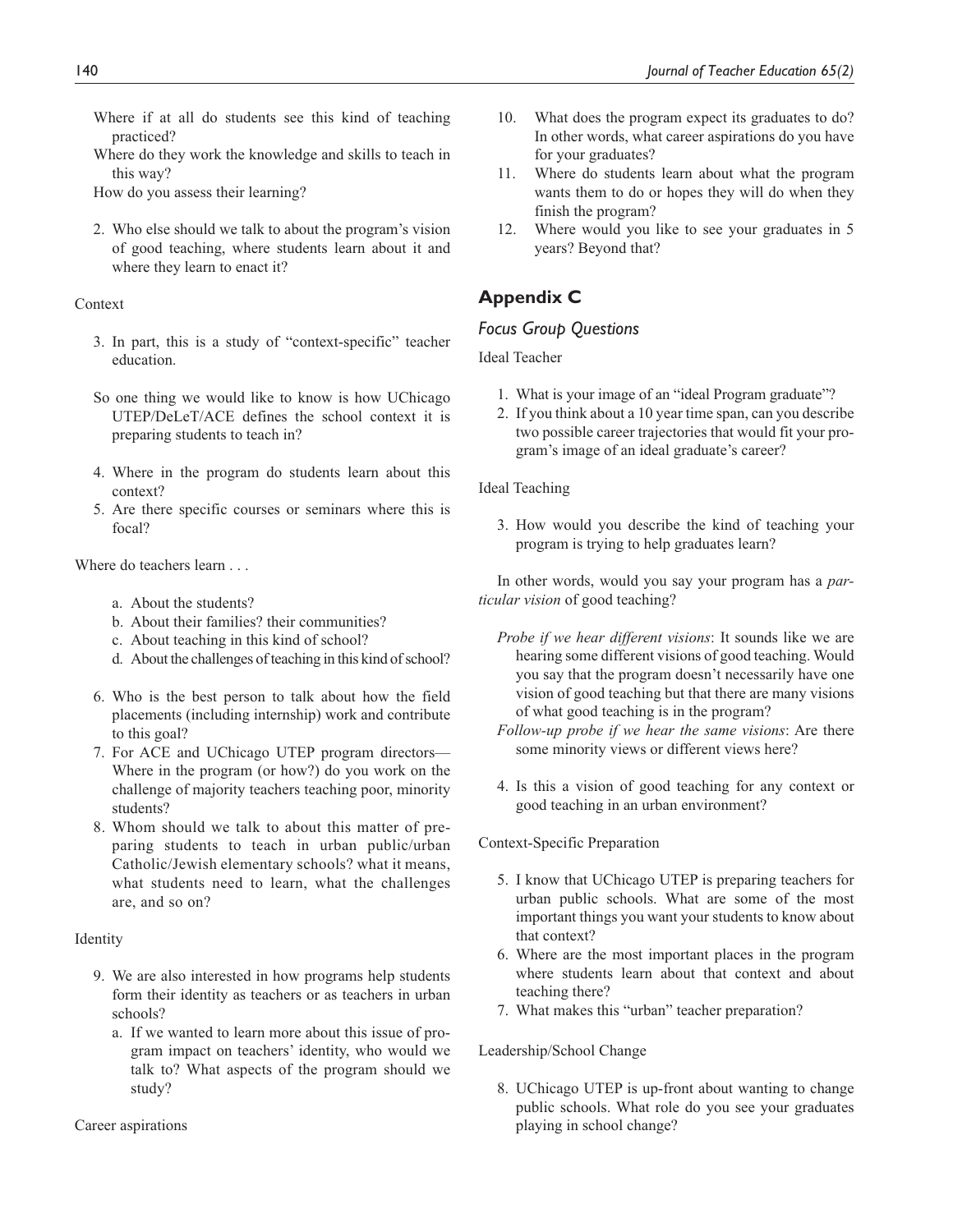Where if at all do students see this kind of teaching practiced?

Where do they work the knowledge and skills to teach in this way?

How do you assess their learning?

2. Who else should we talk to about the program's vision of good teaching, where students learn about it and where they learn to enact it?

Context

3. In part, this is a study of "context-specific" teacher education.

So one thing we would like to know is how UChicago UTEP/DeLeT/ACE defines the school context it is preparing students to teach in?

4. Where in the program do students learn about this context?
5. Are there specific courses or seminars where this is focal?

Where do teachers learn . . .

a. About the students?
b. About their families? their communities?
c. About teaching in this kind of school?
d. About the challenges of teaching in this kind of school?

6. Who is the best person to talk about how the field placements (including internship) work and contribute to this goal?
7. For ACE and UChicago UTEP program directors—Where in the program (or how?) do you work on the challenge of majority teachers teaching poor, minority students?
8. Whom should we talk to about this matter of preparing students to teach in urban public/urban Catholic/Jewish elementary schools? what it means, what students need to learn, what the challenges are, and so on?

Identity

9. We are also interested in how programs help students form their identity as teachers or as teachers in urban schools?
   a. If we wanted to learn more about this issue of program impact on teachers' identity, who would we talk to? What aspects of the program should we study?

Career aspirations

10. What does the program expect its graduates to do? In other words, what career aspirations do you have for your graduates?
11. Where do students learn about what the program wants them to do or hopes they will do when they finish the program?
12. Where would you like to see your graduates in 5 years? Beyond that?

## Appendix C

### *Focus Group Questions*

Ideal Teacher

1. What is your image of an "ideal Program graduate"?
2. If you think about a 10 year time span, can you describe two possible career trajectories that would fit your program's image of an ideal graduate's career?

Ideal Teaching

3. How would you describe the kind of teaching your program is trying to help graduates learn?

In other words, would you say your program has a *particular vision* of good teaching?

*Probe if we hear different visions*: It sounds like we are hearing some different visions of good teaching. Would you say that the program doesn't necessarily have one vision of good teaching but that there are many visions of what good teaching is in the program?

*Follow-up probe if we hear the same visions*: Are there some minority views or different views here?

4. Is this a vision of good teaching for any context or good teaching in an urban environment?

Context-Specific Preparation

5. I know that UChicago UTEP is preparing teachers for urban public schools. What are some of the most important things you want your students to know about that context?
6. Where are the most important places in the program where students learn about that context and about teaching there?
7. What makes this "urban" teacher preparation?

Leadership/School Change

8. UChicago UTEP is up-front about wanting to change public schools. What role do you see your graduates playing in school change?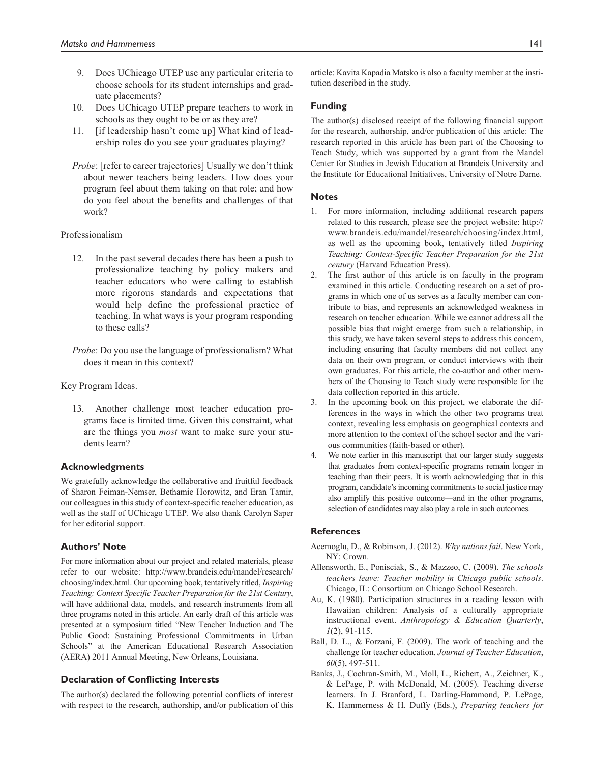9. Does UChicago UTEP use any particular criteria to choose schools for its student internships and graduate placements?
10. Does UChicago UTEP prepare teachers to work in schools as they ought to be or as they are?
11. [if leadership hasn't come up] What kind of leadership roles do you see your graduates playing?

*Probe*: [refer to career trajectories] Usually we don't think about newer teachers being leaders. How does your program feel about them taking on that role; and how do you feel about the benefits and challenges of that work?

Professionalism

12. In the past several decades there has been a push to professionalize teaching by policy makers and teacher educators who were calling to establish more rigorous standards and expectations that would help define the professional practice of teaching. In what ways is your program responding to these calls?

*Probe*: Do you use the language of professionalism? What does it mean in this context?

Key Program Ideas.

13. Another challenge most teacher education programs face is limited time. Given this constraint, what are the things you *most* want to make sure your students learn?

### Acknowledgments

We gratefully acknowledge the collaborative and fruitful feedback of Sharon Feiman-Nemser, Bethamie Horowitz, and Eran Tamir, our colleagues in this study of context-specific teacher education, as well as the staff of UChicago UTEP. We also thank Carolyn Saper for her editorial support.

### Authors' Note

For more information about our project and related materials, please refer to our website: http://www.brandeis.edu/mandel/research/choosing/index.html. Our upcoming book, tentatively titled, *Inspiring Teaching: Context Specific Teacher Preparation for the 21st Century*, will have additional data, models, and research instruments from all three programs noted in this article. An early draft of this article was presented at a symposium titled "New Teacher Induction and The Public Good: Sustaining Professional Commitments in Urban Schools" at the American Educational Research Association (AERA) 2011 Annual Meeting, New Orleans, Louisiana.

### Declaration of Conflicting Interests

The author(s) declared the following potential conflicts of interest with respect to the research, authorship, and/or publication of this article: Kavita Kapadia Matsko is also a faculty member at the institution described in the study.

### Funding

The author(s) disclosed receipt of the following financial support for the research, authorship, and/or publication of this article: The research reported in this article has been part of the Choosing to Teach Study, which was supported by a grant from the Mandel Center for Studies in Jewish Education at Brandeis University and the Institute for Educational Initiatives, University of Notre Dame.

### Notes

1. For more information, including additional research papers related to this research, please see the project website: http://www.brandeis.edu/mandel/research/choosing/index.html, as well as the upcoming book, tentatively titled *Inspiring Teaching: Context-Specific Teacher Preparation for the 21st century* (Harvard Education Press).
2. The first author of this article is on faculty in the program examined in this article. Conducting research on a set of programs in which one of us serves as a faculty member can contribute to bias, and represents an acknowledged weakness in research on teacher education. While we cannot address all the possible bias that might emerge from such a relationship, in this study, we have taken several steps to address this concern, including ensuring that faculty members did not collect any data on their own program, or conduct interviews with their own graduates. For this article, the co-author and other members of the Choosing to Teach study were responsible for the data collection reported in this article.
3. In the upcoming book on this project, we elaborate the differences in the ways in which the other two programs treat context, revealing less emphasis on geographical contexts and more attention to the context of the school sector and the various communities (faith-based or other).
4. We note earlier in this manuscript that our larger study suggests that graduates from context-specific programs remain longer in teaching than their peers. It is worth acknowledging that in this program, candidate's incoming commitments to social justice may also amplify this positive outcome—and in the other programs, selection of candidates may also play a role in such outcomes.

### References

Acemoglu, D., & Robinson, J. (2012). *Why nations fail*. New York, NY: Crown.

Allensworth, E., Ponisciak, S., & Mazzeo, C. (2009). *The schools teachers leave: Teacher mobility in Chicago public schools*. Chicago, IL: Consortium on Chicago School Research.

Au, K. (1980). Participation structures in a reading lesson with Hawaiian children: Analysis of a culturally appropriate instructional event. *Anthropology & Education Quarterly*, *1*(2), 91-115.

Ball, D. L., & Forzani, F. (2009). The work of teaching and the challenge for teacher education. *Journal of Teacher Education*, *60*(5), 497-511.

Banks, J., Cochran-Smith, M., Moll, L., Richert, A., Zeichner, K., & LePage, P. with McDonald, M. (2005). Teaching diverse learners. In J. Branford, L. Darling-Hammond, P. LePage, K. Hammerness & H. Duffy (Eds.), *Preparing teachers for*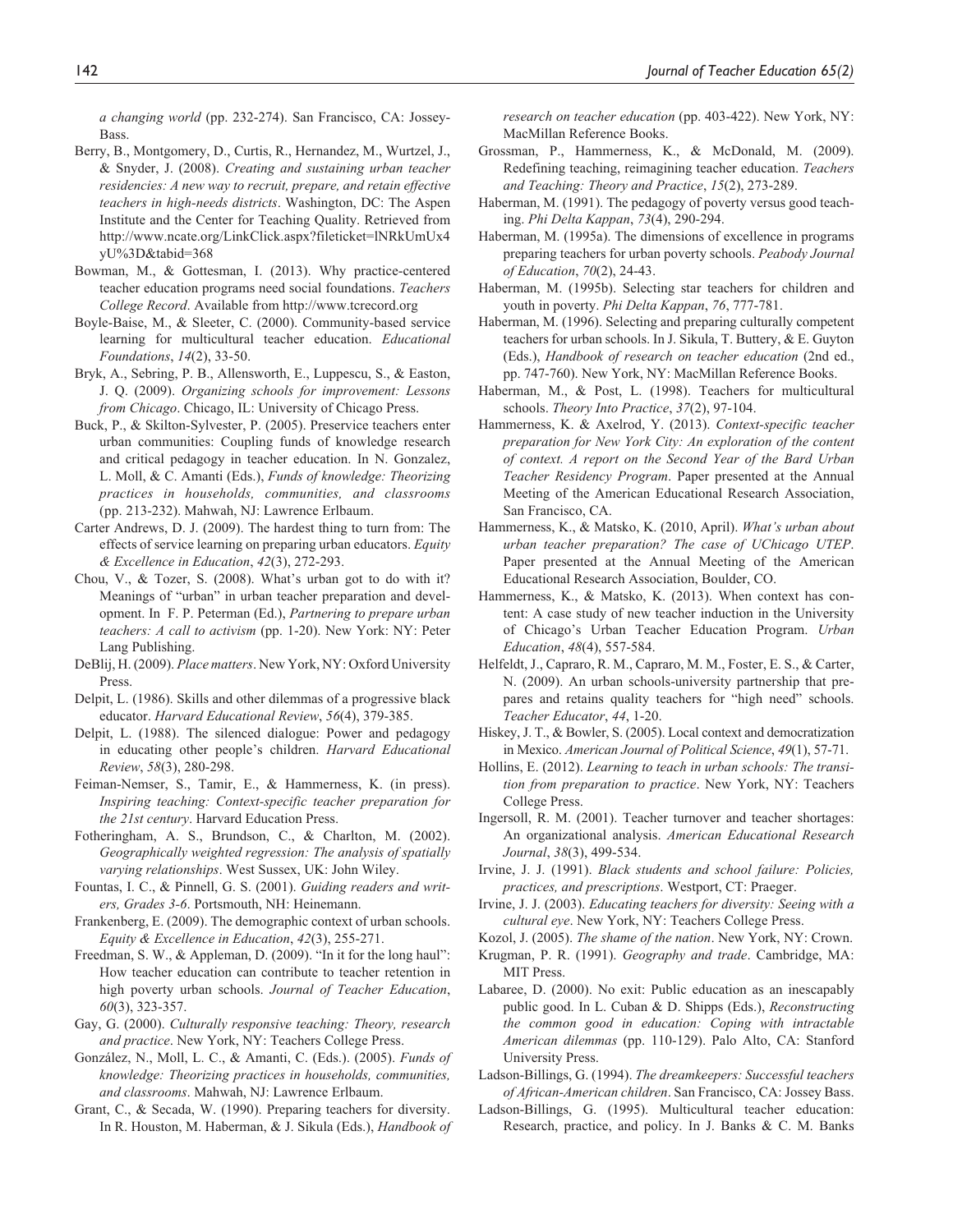*a changing world* (pp. 232-274). San Francisco, CA: Jossey-Bass.

Berry, B., Montgomery, D., Curtis, R., Hernandez, M., Wurtzel, J., & Snyder, J. (2008). *Creating and sustaining urban teacher residencies: A new way to recruit, prepare, and retain effective teachers in high-needs districts*. Washington, DC: The Aspen Institute and the Center for Teaching Quality. Retrieved from http://www.ncate.org/LinkClick.aspx?fileticket=lNRkUmUx4yU%3D&tabid=368

Bowman, M., & Gottesman, I. (2013). Why practice-centered teacher education programs need social foundations. *Teachers College Record*. Available from http://www.tcrecord.org

Boyle-Baise, M., & Sleeter, C. (2000). Community-based service learning for multicultural teacher education. *Educational Foundations*, *14*(2), 33-50.

Bryk, A., Sebring, P. B., Allensworth, E., Luppescu, S., & Easton, J. Q. (2009). *Organizing schools for improvement: Lessons from Chicago*. Chicago, IL: University of Chicago Press.

Buck, P., & Skilton-Sylvester, P. (2005). Preservice teachers enter urban communities: Coupling funds of knowledge research and critical pedagogy in teacher education. In N. Gonzalez, L. Moll, & C. Amanti (Eds.), *Funds of knowledge: Theorizing practices in households, communities, and classrooms* (pp. 213-232). Mahwah, NJ: Lawrence Erlbaum.

Carter Andrews, D. J. (2009). The hardest thing to turn from: The effects of service learning on preparing urban educators. *Equity & Excellence in Education*, *42*(3), 272-293.

Chou, V., & Tozer, S. (2008). What's urban got to do with it? Meanings of "urban" in urban teacher preparation and development. In F. P. Peterman (Ed.), *Partnering to prepare urban teachers: A call to activism* (pp. 1-20). New York: NY: Peter Lang Publishing.

DeBlij, H. (2009). *Place matters*. New York, NY: Oxford University Press.

Delpit, L. (1986). Skills and other dilemmas of a progressive black educator. *Harvard Educational Review*, *56*(4), 379-385.

Delpit, L. (1988). The silenced dialogue: Power and pedagogy in educating other people's children. *Harvard Educational Review*, *58*(3), 280-298.

Feiman-Nemser, S., Tamir, E., & Hammerness, K. (in press). *Inspiring teaching: Context-specific teacher preparation for the 21st century*. Harvard Education Press.

Fotheringham, A. S., Brundson, C., & Charlton, M. (2002). *Geographically weighted regression: The analysis of spatially varying relationships*. West Sussex, UK: John Wiley.

Fountas, I. C., & Pinnell, G. S. (2001). *Guiding readers and writers, Grades 3-6*. Portsmouth, NH: Heinemann.

Frankenberg, E. (2009). The demographic context of urban schools. *Equity & Excellence in Education*, *42*(3), 255-271.

Freedman, S. W., & Appleman, D. (2009). "In it for the long haul": How teacher education can contribute to teacher retention in high poverty urban schools. *Journal of Teacher Education*, *60*(3), 323-357.

Gay, G. (2000). *Culturally responsive teaching: Theory, research and practice*. New York, NY: Teachers College Press.

González, N., Moll, L. C., & Amanti, C. (Eds.). (2005). *Funds of knowledge: Theorizing practices in households, communities, and classrooms*. Mahwah, NJ: Lawrence Erlbaum.

Grant, C., & Secada, W. (1990). Preparing teachers for diversity. In R. Houston, M. Haberman, & J. Sikula (Eds.), *Handbook of research on teacher education* (pp. 403-422). New York, NY: MacMillan Reference Books.

Grossman, P., Hammerness, K., & McDonald, M. (2009). Redefining teaching, reimagining teacher education. *Teachers and Teaching: Theory and Practice*, *15*(2), 273-289.

Haberman, M. (1991). The pedagogy of poverty versus good teaching. *Phi Delta Kappan*, *73*(4), 290-294.

Haberman, M. (1995a). The dimensions of excellence in programs preparing teachers for urban poverty schools. *Peabody Journal of Education*, *70*(2), 24-43.

Haberman, M. (1995b). Selecting star teachers for children and youth in poverty. *Phi Delta Kappan*, *76*, 777-781.

Haberman, M. (1996). Selecting and preparing culturally competent teachers for urban schools. In J. Sikula, T. Buttery, & E. Guyton (Eds.), *Handbook of research on teacher education* (2nd ed., pp. 747-760). New York, NY: MacMillan Reference Books.

Haberman, M., & Post, L. (1998). Teachers for multicultural schools. *Theory Into Practice*, *37*(2), 97-104.

Hammerness, K. & Axelrod, Y. (2013). *Context-specific teacher preparation for New York City: An exploration of the content of context. A report on the Second Year of the Bard Urban Teacher Residency Program*. Paper presented at the Annual Meeting of the American Educational Research Association, San Francisco, CA.

Hammerness, K., & Matsko, K. (2010, April). *What's urban about urban teacher preparation? The case of UChicago UTEP*. Paper presented at the Annual Meeting of the American Educational Research Association, Boulder, CO.

Hammerness, K., & Matsko, K. (2013). When context has content: A case study of new teacher induction in the University of Chicago's Urban Teacher Education Program. *Urban Education*, *48*(4), 557-584.

Helfeldt, J., Capraro, R. M., Capraro, M. M., Foster, E. S., & Carter, N. (2009). An urban schools-university partnership that prepares and retains quality teachers for "high need" schools. *Teacher Educator*, *44*, 1-20.

Hiskey, J. T., & Bowler, S. (2005). Local context and democratization in Mexico. *American Journal of Political Science*, *49*(1), 57-71.

Hollins, E. (2012). *Learning to teach in urban schools: The transition from preparation to practice*. New York, NY: Teachers College Press.

Ingersoll, R. M. (2001). Teacher turnover and teacher shortages: An organizational analysis. *American Educational Research Journal*, *38*(3), 499-534.

Irvine, J. J. (1991). *Black students and school failure: Policies, practices, and prescriptions*. Westport, CT: Praeger.

Irvine, J. J. (2003). *Educating teachers for diversity: Seeing with a cultural eye*. New York, NY: Teachers College Press.

Kozol, J. (2005). *The shame of the nation*. New York, NY: Crown.

Krugman, P. R. (1991). *Geography and trade*. Cambridge, MA: MIT Press.

Labaree, D. (2000). No exit: Public education as an inescapably public good. In L. Cuban & D. Shipps (Eds.), *Reconstructing the common good in education: Coping with intractable American dilemmas* (pp. 110-129). Palo Alto, CA: Stanford University Press.

Ladson-Billings, G. (1994). *The dreamkeepers: Successful teachers of African-American children*. San Francisco, CA: Jossey Bass.

Ladson-Billings, G. (1995). Multicultural teacher education: Research, practice, and policy. In J. Banks & C. M. Banks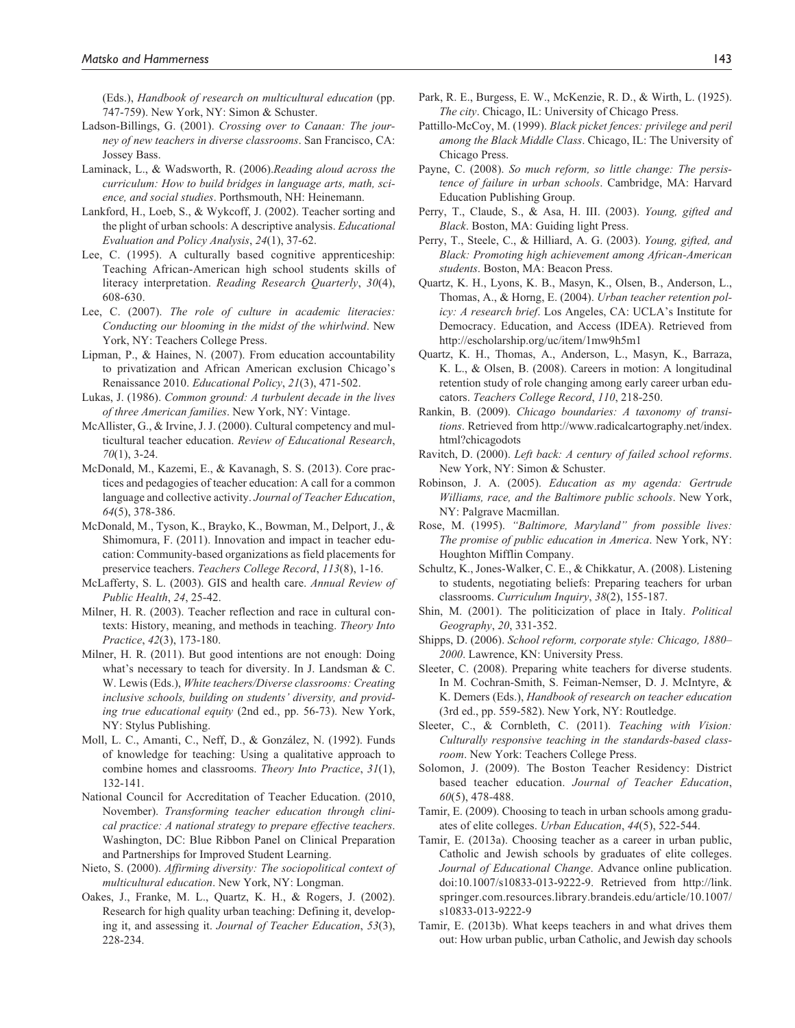(Eds.), *Handbook of research on multicultural education* (pp. 747-759). New York, NY: Simon & Schuster.

Ladson-Billings, G. (2001). *Crossing over to Canaan: The journey of new teachers in diverse classrooms*. San Francisco, CA: Jossey Bass.

Laminack, L., & Wadsworth, R. (2006).*Reading aloud across the curriculum: How to build bridges in language arts, math, science, and social studies*. Porthsmouth, NH: Heinemann.

Lankford, H., Loeb, S., & Wykcoff, J. (2002). Teacher sorting and the plight of urban schools: A descriptive analysis. *Educational Evaluation and Policy Analysis*, *24*(1), 37-62.

Lee, C. (1995). A culturally based cognitive apprenticeship: Teaching African-American high school students skills of literacy interpretation. *Reading Research Quarterly*, *30*(4), 608-630.

Lee, C. (2007). *The role of culture in academic literacies: Conducting our blooming in the midst of the whirlwind*. New York, NY: Teachers College Press.

Lipman, P., & Haines, N. (2007). From education accountability to privatization and African American exclusion Chicago's Renaissance 2010. *Educational Policy*, *21*(3), 471-502.

Lukas, J. (1986). *Common ground: A turbulent decade in the lives of three American families*. New York, NY: Vintage.

McAllister, G., & Irvine, J. J. (2000). Cultural competency and multicultural teacher education. *Review of Educational Research*, *70*(1), 3-24.

McDonald, M., Kazemi, E., & Kavanagh, S. S. (2013). Core practices and pedagogies of teacher education: A call for a common language and collective activity. *Journal of Teacher Education*, *64*(5), 378-386.

McDonald, M., Tyson, K., Brayko, K., Bowman, M., Delport, J., & Shimomura, F. (2011). Innovation and impact in teacher education: Community-based organizations as field placements for preservice teachers. *Teachers College Record*, *113*(8), 1-16.

McLafferty, S. L. (2003). GIS and health care. *Annual Review of Public Health*, *24*, 25-42.

Milner, H. R. (2003). Teacher reflection and race in cultural contexts: History, meaning, and methods in teaching. *Theory Into Practice*, *42*(3), 173-180.

Milner, H. R. (2011). But good intentions are not enough: Doing what's necessary to teach for diversity. In J. Landsman & C. W. Lewis (Eds.), *White teachers/Diverse classrooms: Creating inclusive schools, building on students' diversity, and providing true educational equity* (2nd ed., pp. 56-73). New York, NY: Stylus Publishing.

Moll, L. C., Amanti, C., Neff, D., & González, N. (1992). Funds of knowledge for teaching: Using a qualitative approach to combine homes and classrooms. *Theory Into Practice*, *31*(1), 132-141.

National Council for Accreditation of Teacher Education. (2010, November). *Transforming teacher education through clinical practice: A national strategy to prepare effective teachers*. Washington, DC: Blue Ribbon Panel on Clinical Preparation and Partnerships for Improved Student Learning.

Nieto, S. (2000). *Affirming diversity: The sociopolitical context of multicultural education*. New York, NY: Longman.

Oakes, J., Franke, M. L., Quartz, K. H., & Rogers, J. (2002). Research for high quality urban teaching: Defining it, developing it, and assessing it. *Journal of Teacher Education*, *53*(3), 228-234.

Park, R. E., Burgess, E. W., McKenzie, R. D., & Wirth, L. (1925). *The city*. Chicago, IL: University of Chicago Press.

Pattillo-McCoy, M. (1999). *Black picket fences: privilege and peril among the Black Middle Class*. Chicago, IL: The University of Chicago Press.

Payne, C. (2008). *So much reform, so little change: The persistence of failure in urban schools*. Cambridge, MA: Harvard Education Publishing Group.

Perry, T., Claude, S., & Asa, H. III. (2003). *Young, gifted and Black*. Boston, MA: Guiding light Press.

Perry, T., Steele, C., & Hilliard, A. G. (2003). *Young, gifted, and Black: Promoting high achievement among African-American students*. Boston, MA: Beacon Press.

Quartz, K. H., Lyons, K. B., Masyn, K., Olsen, B., Anderson, L., Thomas, A., & Horng, E. (2004). *Urban teacher retention policy: A research brief*. Los Angeles, CA: UCLA's Institute for Democracy. Education, and Access (IDEA). Retrieved from http://escholarship.org/uc/item/1mw9h5m1

Quartz, K. H., Thomas, A., Anderson, L., Masyn, K., Barraza, K. L., & Olsen, B. (2008). Careers in motion: A longitudinal retention study of role changing among early career urban educators. *Teachers College Record*, *110*, 218-250.

Rankin, B. (2009). *Chicago boundaries: A taxonomy of transitions*. Retrieved from http://www.radicalcartography.net/index.html?chicagodots

Ravitch, D. (2000). *Left back: A century of failed school reforms*. New York, NY: Simon & Schuster.

Robinson, J. A. (2005). *Education as my agenda: Gertrude Williams, race, and the Baltimore public schools*. New York, NY: Palgrave Macmillan.

Rose, M. (1995). *"Baltimore, Maryland" from possible lives: The promise of public education in America*. New York, NY: Houghton Mifflin Company.

Schultz, K., Jones-Walker, C. E., & Chikkatur, A. (2008). Listening to students, negotiating beliefs: Preparing teachers for urban classrooms. *Curriculum Inquiry*, *38*(2), 155-187.

Shin, M. (2001). The politicization of place in Italy. *Political Geography*, *20*, 331-352.

Shipps, D. (2006). *School reform, corporate style: Chicago, 1880–2000*. Lawrence, KN: University Press.

Sleeter, C. (2008). Preparing white teachers for diverse students. In M. Cochran-Smith, S. Feiman-Nemser, D. J. McIntyre, & K. Demers (Eds.), *Handbook of research on teacher education* (3rd ed., pp. 559-582). New York, NY: Routledge.

Sleeter, C., & Cornbleth, C. (2011). *Teaching with Vision: Culturally responsive teaching in the standards-based classroom*. New York: Teachers College Press.

Solomon, J. (2009). The Boston Teacher Residency: District based teacher education. *Journal of Teacher Education*, *60*(5), 478-488.

Tamir, E. (2009). Choosing to teach in urban schools among graduates of elite colleges. *Urban Education*, *44*(5), 522-544.

Tamir, E. (2013a). Choosing teacher as a career in urban public, Catholic and Jewish schools by graduates of elite colleges. *Journal of Educational Change*. Advance online publication. doi:10.1007/s10833-013-9222-9. Retrieved from http://link.springer.com.resources.library.brandeis.edu/article/10.1007/s10833-013-9222-9

Tamir, E. (2013b). What keeps teachers in and what drives them out: How urban public, urban Catholic, and Jewish day schools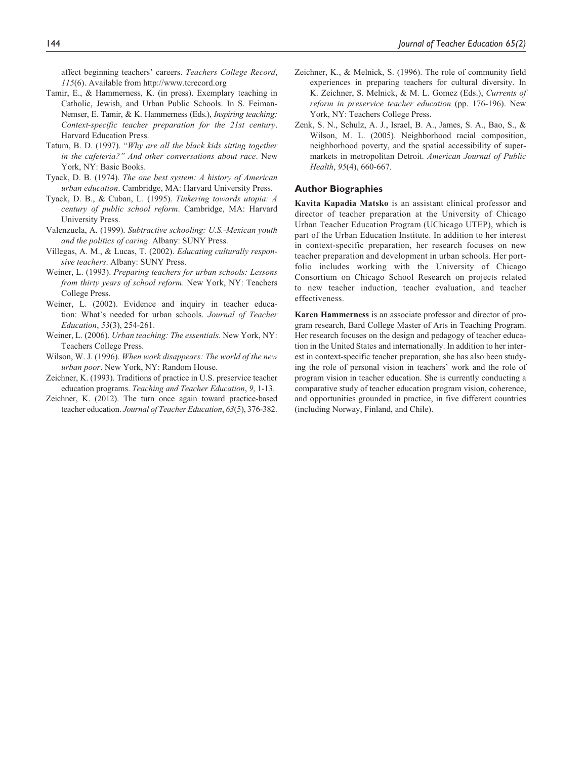affect beginning teachers' careers. *Teachers College Record*, *115*(6). Available from http://www.tcrecord.org

Tamir, E., & Hammerness, K. (in press). Exemplary teaching in Catholic, Jewish, and Urban Public Schools. In S. Feiman-Nemser, E. Tamir, & K. Hammerness (Eds.), *Inspiring teaching: Context-specific teacher preparation for the 21st century*. Harvard Education Press.

Tatum, B. D. (1997). "*Why are all the black kids sitting together in the cafeteria?" And other conversations about race*. New York, NY: Basic Books.

Tyack, D. B. (1974). *The one best system: A history of American urban education*. Cambridge, MA: Harvard University Press.

Tyack, D. B., & Cuban, L. (1995). *Tinkering towards utopia: A century of public school reform*. Cambridge, MA: Harvard University Press.

Valenzuela, A. (1999). *Subtractive schooling: U.S.-Mexican youth and the politics of caring*. Albany: SUNY Press.

Villegas, A. M., & Lucas, T. (2002). *Educating culturally responsive teachers*. Albany: SUNY Press.

Weiner, L. (1993). *Preparing teachers for urban schools: Lessons from thirty years of school reform*. New York, NY: Teachers College Press.

Weiner, L. (2002). Evidence and inquiry in teacher education: What's needed for urban schools. *Journal of Teacher Education*, *53*(3), 254-261.

Weiner, L. (2006). *Urban teaching: The essentials*. New York, NY: Teachers College Press.

Wilson, W. J. (1996). *When work disappears: The world of the new urban poor*. New York, NY: Random House.

Zeichner, K. (1993). Traditions of practice in U.S. preservice teacher education programs. *Teaching and Teacher Education*, *9*, 1-13.

Zeichner, K. (2012). The turn once again toward practice-based teacher education. *Journal of Teacher Education*, *63*(5), 376-382.

Zeichner, K., & Melnick, S. (1996). The role of community field experiences in preparing teachers for cultural diversity. In K. Zeichner, S. Melnick, & M. L. Gomez (Eds.), *Currents of reform in preservice teacher education* (pp. 176-196). New York, NY: Teachers College Press.

Zenk, S. N., Schulz, A. J., Israel, B. A., James, S. A., Bao, S., & Wilson, M. L. (2005). Neighborhood racial composition, neighborhood poverty, and the spatial accessibility of supermarkets in metropolitan Detroit. *American Journal of Public Health*, *95*(4), 660-667.

## Author Biographies

**Kavita Kapadia Matsko** is an assistant clinical professor and director of teacher preparation at the University of Chicago Urban Teacher Education Program (UChicago UTEP), which is part of the Urban Education Institute. In addition to her interest in context-specific preparation, her research focuses on new teacher preparation and development in urban schools. Her portfolio includes working with the University of Chicago Consortium on Chicago School Research on projects related to new teacher induction, teacher evaluation, and teacher effectiveness.

**Karen Hammerness** is an associate professor and director of program research, Bard College Master of Arts in Teaching Program. Her research focuses on the design and pedagogy of teacher education in the United States and internationally. In addition to her interest in context-specific teacher preparation, she has also been studying the role of personal vision in teachers' work and the role of program vision in teacher education. She is currently conducting a comparative study of teacher education program vision, coherence, and opportunities grounded in practice, in five different countries (including Norway, Finland, and Chile).